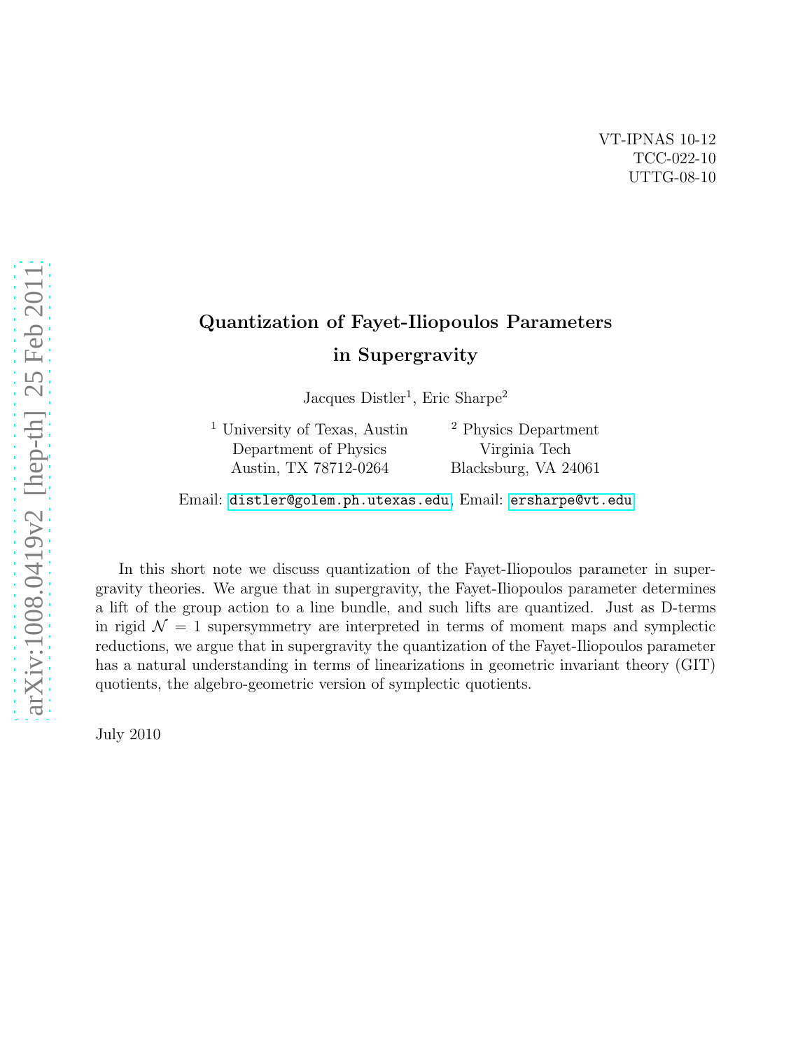VT-IPNAS 10-12
TCC-022-10
UTTG-08-10

# Quantization of Fayet-Iliopoulos Parameters in Supergravity

Jacques Distler[1], Eric Sharpe[2]

[1] University of Texas, Austin
Department of Physics
Austin, TX 78712-0264

[2] Physics Department
Virginia Tech
Blacksburg, VA 24061

Email: distler@golem.ph.utexas.edu, Email: ersharpe@vt.edu

In this short note we discuss quantization of the Fayet-Iliopoulos parameter in supergravity theories. We argue that in supergravity, the Fayet-Iliopoulos parameter determines a lift of the group action to a line bundle, and such lifts are quantized. Just as D-terms in rigid $\mathcal{N} = 1$ supersymmetry are interpreted in terms of moment maps and symplectic reductions, we argue that in supergravity the quantization of the Fayet-Iliopoulos parameter has a natural understanding in terms of linearizations in geometric invariant theory (GIT) quotients, the algebro-geometric version of symplectic quotients.

July 2010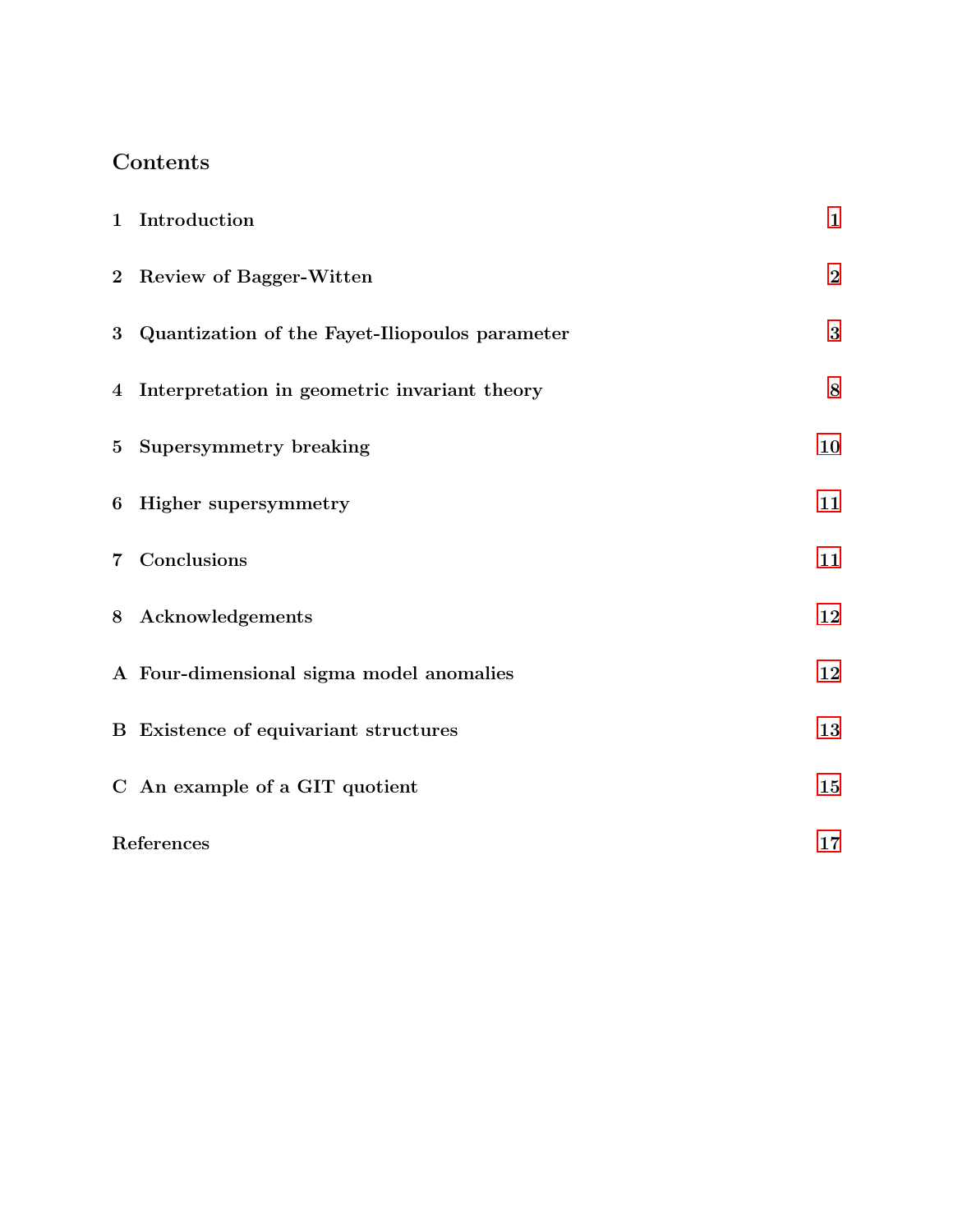# Contents

| | | |
|---|---|---|
| 1 | Introduction | 1 |
| 2 | Review of Bagger-Witten | 2 |
| 3 | Quantization of the Fayet-Iliopoulos parameter | 3 |
| 4 | Interpretation in geometric invariant theory | 8 |
| 5 | Supersymmetry breaking | 10 |
| 6 | Higher supersymmetry | 11 |
| 7 | Conclusions | 11 |
| 8 | Acknowledgements | 12 |
| A | Four-dimensional sigma model anomalies | 12 |
| B | Existence of equivariant structures | 13 |
| C | An example of a GIT quotient | 15 |
| | References | 17 |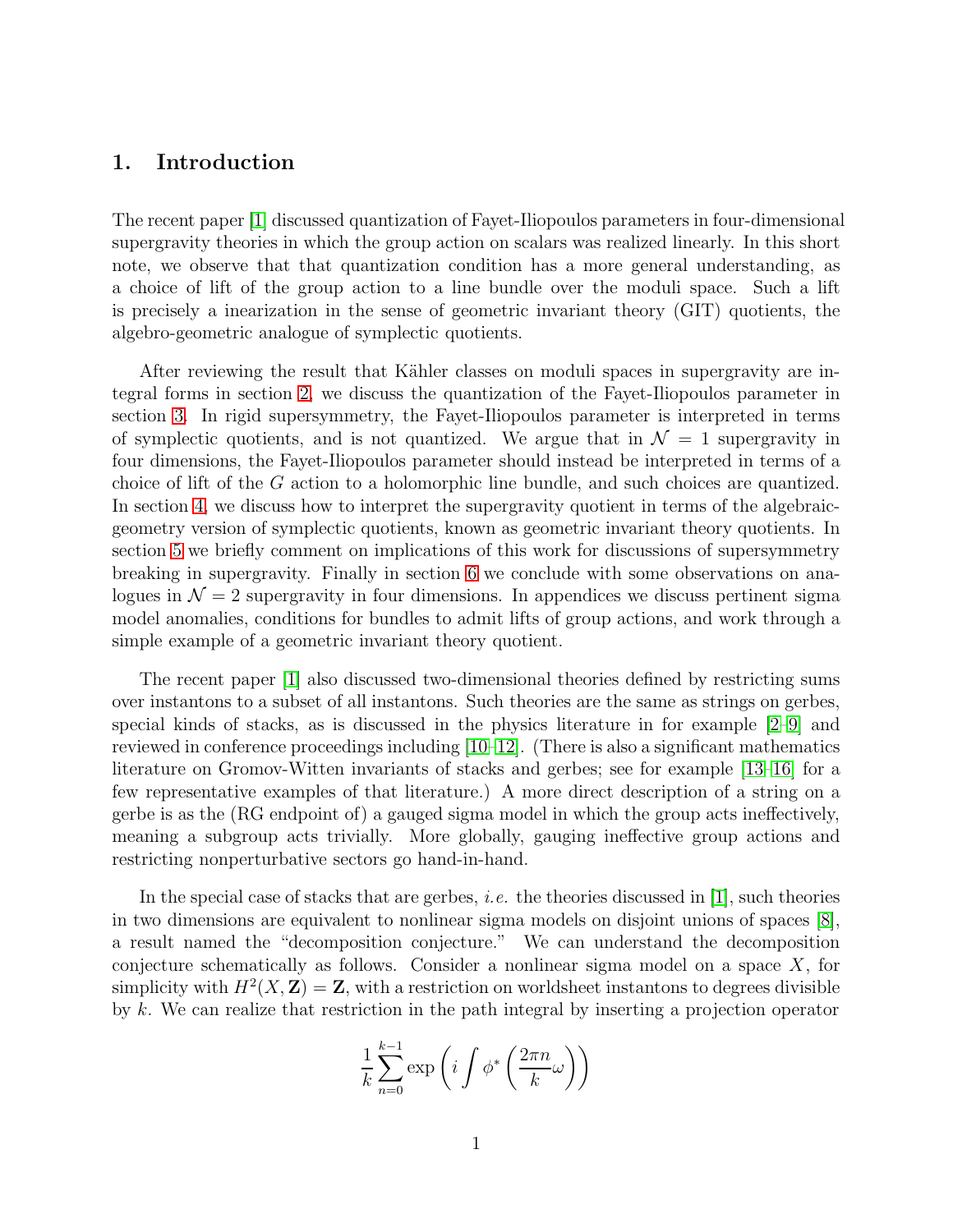# 1. Introduction

The recent paper [1] discussed quantization of Fayet-Iliopoulos parameters in four-dimensional supergravity theories in which the group action on scalars was realized linearly. In this short note, we observe that that quantization condition has a more general understanding, as a choice of lift of the group action to a line bundle over the moduli space. Such a lift is precisely a inearization in the sense of geometric invariant theory (GIT) quotients, the algebro-geometric analogue of symplectic quotients.

After reviewing the result that Kähler classes on moduli spaces in supergravity are integral forms in section 2, we discuss the quantization of the Fayet-Iliopoulos parameter in section 3. In rigid supersymmetry, the Fayet-Iliopoulos parameter is interpreted in terms of symplectic quotients, and is not quantized. We argue that in $\mathcal{N} = 1$ supergravity in four dimensions, the Fayet-Iliopoulos parameter should instead be interpreted in terms of a choice of lift of the $G$ action to a holomorphic line bundle, and such choices are quantized. In section 4, we discuss how to interpret the supergravity quotient in terms of the algebraic-geometry version of symplectic quotients, known as geometric invariant theory quotients. In section 5 we briefly comment on implications of this work for discussions of supersymmetry breaking in supergravity. Finally in section 6 we conclude with some observations on analogues in $\mathcal{N} = 2$ supergravity in four dimensions. In appendices we discuss pertinent sigma model anomalies, conditions for bundles to admit lifts of group actions, and work through a simple example of a geometric invariant theory quotient.

The recent paper [1] also discussed two-dimensional theories defined by restricting sums over instantons to a subset of all instantons. Such theories are the same as strings on gerbes, special kinds of stacks, as is discussed in the physics literature in for example [2–9] and reviewed in conference proceedings including [10–12]. (There is also a significant mathematics literature on Gromov-Witten invariants of stacks and gerbes; see for example [13–16] for a few representative examples of that literature.) A more direct description of a string on a gerbe is as the (RG endpoint of) a gauged sigma model in which the group acts ineffectively, meaning a subgroup acts trivially. More globally, gauging ineffective group actions and restricting nonperturbative sectors go hand-in-hand.

In the special case of stacks that are gerbes, *i.e.* the theories discussed in [1], such theories in two dimensions are equivalent to nonlinear sigma models on disjoint unions of spaces [8], a result named the "decomposition conjecture." We can understand the decomposition conjecture schematically as follows. Consider a nonlinear sigma model on a space $X$, for simplicity with $H^2(X, \mathbf{Z}) = \mathbf{Z}$, with a restriction on worldsheet instantons to degrees divisible by $k$. We can realize that restriction in the path integral by inserting a projection operator

$$\frac{1}{k} \sum_{n=0}^{k-1} \exp\left( i \int \phi^* \left( \frac{2\pi n}{k} \omega \right) \right)$$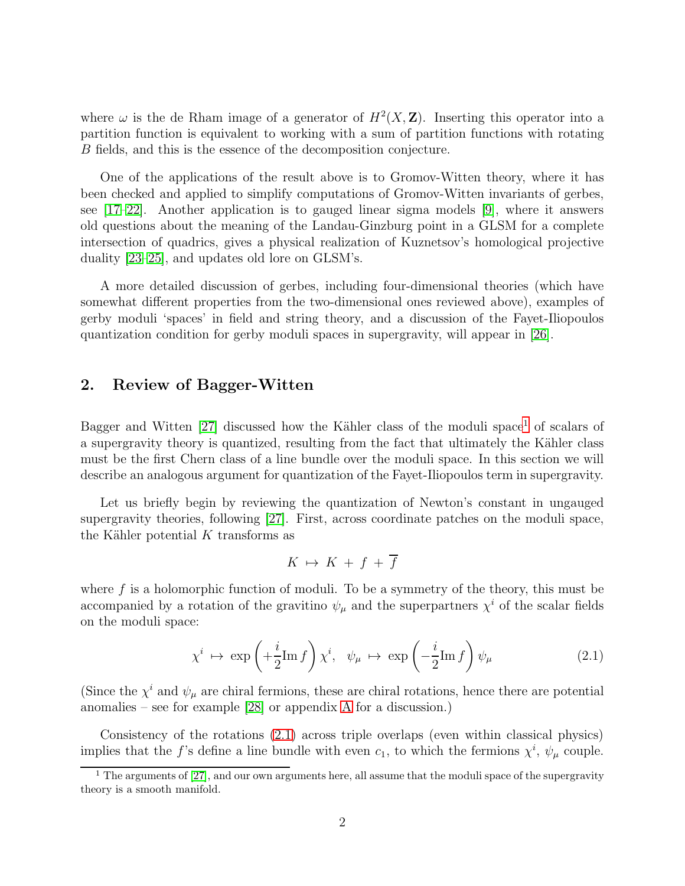where $\omega$ is the de Rham image of a generator of $H^2(X, \mathbf{Z})$. Inserting this operator into a partition function is equivalent to working with a sum of partition functions with rotating $B$ fields, and this is the essence of the decomposition conjecture.

One of the applications of the result above is to Gromov-Witten theory, where it has been checked and applied to simplify computations of Gromov-Witten invariants of gerbes, see [17–22]. Another application is to gauged linear sigma models [9], where it answers old questions about the meaning of the Landau-Ginzburg point in a GLSM for a complete intersection of quadrics, gives a physical realization of Kuznetsov's homological projective duality [23–25], and updates old lore on GLSM's.

A more detailed discussion of gerbes, including four-dimensional theories (which have somewhat different properties from the two-dimensional ones reviewed above), examples of gerby moduli 'spaces' in field and string theory, and a discussion of the Fayet-Iliopoulos quantization condition for gerby moduli spaces in supergravity, will appear in [26].

## 2. Review of Bagger-Witten

Bagger and Witten [27] discussed how the Kähler class of the moduli space[1] of scalars of a supergravity theory is quantized, resulting from the fact that ultimately the Kähler class must be the first Chern class of a line bundle over the moduli space. In this section we will describe an analogous argument for quantization of the Fayet-Iliopoulos term in supergravity.

Let us briefly begin by reviewing the quantization of Newton's constant in ungauged supergravity theories, following [27]. First, across coordinate patches on the moduli space, the Kähler potential $K$ transforms as

$$K \mapsto K + f + \overline{f}$$

where $f$ is a holomorphic function of moduli. To be a symmetry of the theory, this must be accompanied by a rotation of the gravitino $\psi_\mu$ and the superpartners $\chi^i$ of the scalar fields on the moduli space:

$$\chi^i \mapsto \exp\left(+\frac{i}{2}\mathrm{Im}\, f\right)\chi^i, \quad \psi_\mu \mapsto \exp\left(-\frac{i}{2}\mathrm{Im}\, f\right)\psi_\mu \tag{2.1}$$

(Since the $\chi^i$ and $\psi_\mu$ are chiral fermions, these are chiral rotations, hence there are potential anomalies – see for example [28] or appendix A for a discussion.)

Consistency of the rotations (2.1) across triple overlaps (even within classical physics) implies that the $f$'s define a line bundle with even $c_1$, to which the fermions $\chi^i$, $\psi_\mu$ couple.

[1] The arguments of [27], and our own arguments here, all assume that the moduli space of the supergravity theory is a smooth manifold.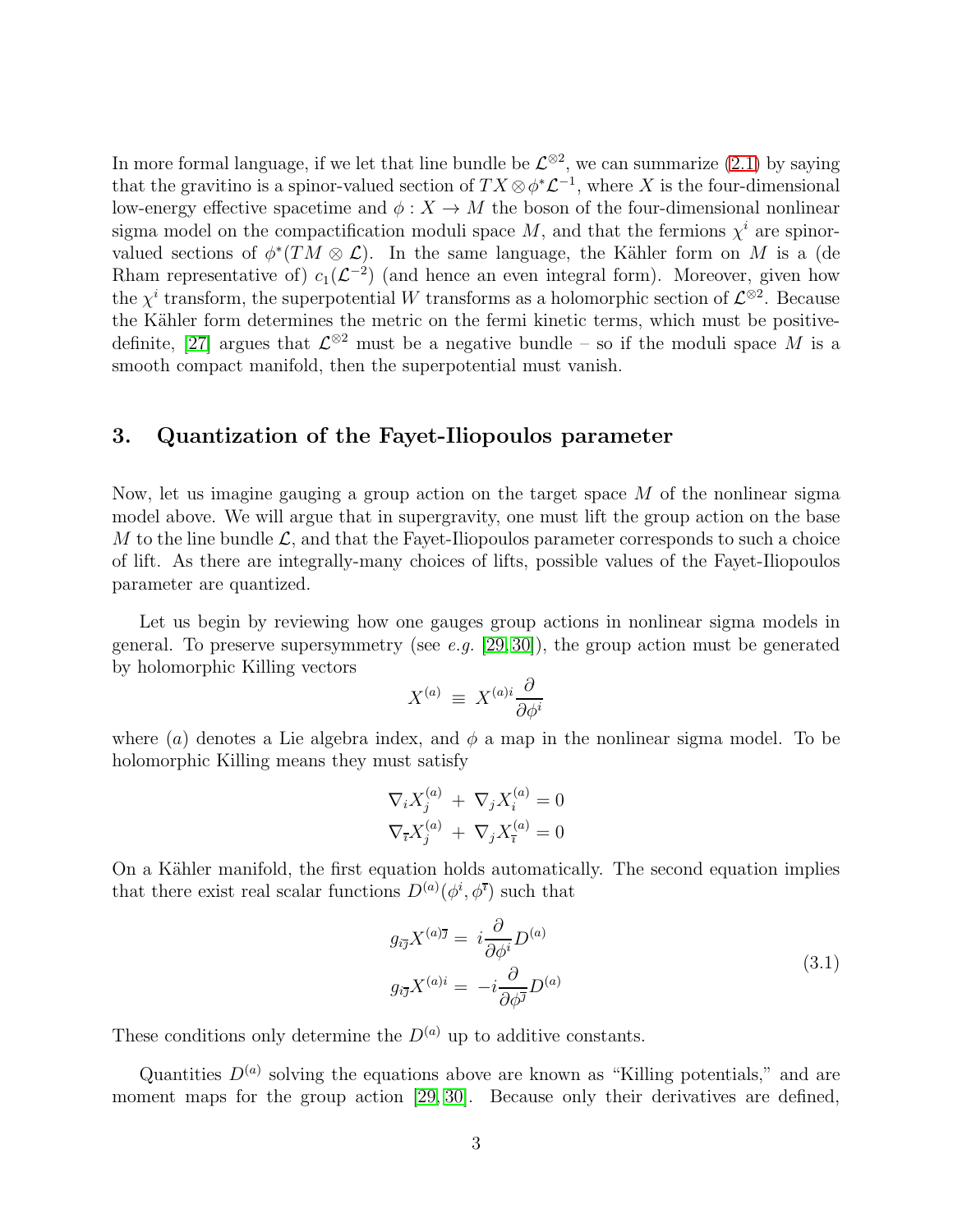In more formal language, if we let that line bundle be $\mathcal{L}^{\otimes 2}$, we can summarize (2.1) by saying that the gravitino is a spinor-valued section of $TX \otimes \phi^* \mathcal{L}^{-1}$, where $X$ is the four-dimensional low-energy effective spacetime and $\phi : X \to M$ the boson of the four-dimensional nonlinear sigma model on the compactification moduli space $M$, and that the fermions $\chi^i$ are spinor-valued sections of $\phi^*(TM \otimes \mathcal{L})$. In the same language, the Kähler form on $M$ is a (de Rham representative of) $c_1(\mathcal{L}^{-2})$ (and hence an even integral form). Moreover, given how the $\chi^i$ transform, the superpotential $W$ transforms as a holomorphic section of $\mathcal{L}^{\otimes 2}$. Because the Kähler form determines the metric on the fermi kinetic terms, which must be positive-definite, [27] argues that $\mathcal{L}^{\otimes 2}$ must be a negative bundle – so if the moduli space $M$ is a smooth compact manifold, then the superpotential must vanish.

## 3. Quantization of the Fayet-Iliopoulos parameter

Now, let us imagine gauging a group action on the target space $M$ of the nonlinear sigma model above. We will argue that in supergravity, one must lift the group action on the base $M$ to the line bundle $\mathcal{L}$, and that the Fayet-Iliopoulos parameter corresponds to such a choice of lift. As there are integrally-many choices of lifts, possible values of the Fayet-Iliopoulos parameter are quantized.

Let us begin by reviewing how one gauges group actions in nonlinear sigma models in general. To preserve supersymmetry (see *e.g.* [29, 30]), the group action must be generated by holomorphic Killing vectors

$$X^{(a)} \equiv X^{(a)i} \frac{\partial}{\partial \phi^i}$$

where $(a)$ denotes a Lie algebra index, and $\phi$ a map in the nonlinear sigma model. To be holomorphic Killing means they must satisfy

$$\nabla_i X^{(a)}_j + \nabla_j X^{(a)}_i = 0$$
$$\nabla_{\bar{\imath}} X^{(a)}_j + \nabla_j X^{(a)}_{\bar{\imath}} = 0$$

On a Kähler manifold, the first equation holds automatically. The second equation implies that there exist real scalar functions $D^{(a)}(\phi^i, \phi^{\bar{\imath}})$ such that

$$\begin{aligned} g_{i\bar{\jmath}} X^{(a)\bar{\jmath}} &= i \frac{\partial}{\partial \phi^i} D^{(a)} \\ g_{i\bar{\jmath}} X^{(a)i} &= -i \frac{\partial}{\partial \phi^{\bar{\jmath}}} D^{(a)} \end{aligned} \tag{3.1}$$

These conditions only determine the $D^{(a)}$ up to additive constants.

Quantities $D^{(a)}$ solving the equations above are known as "Killing potentials," and are moment maps for the group action [29, 30]. Because only their derivatives are defined,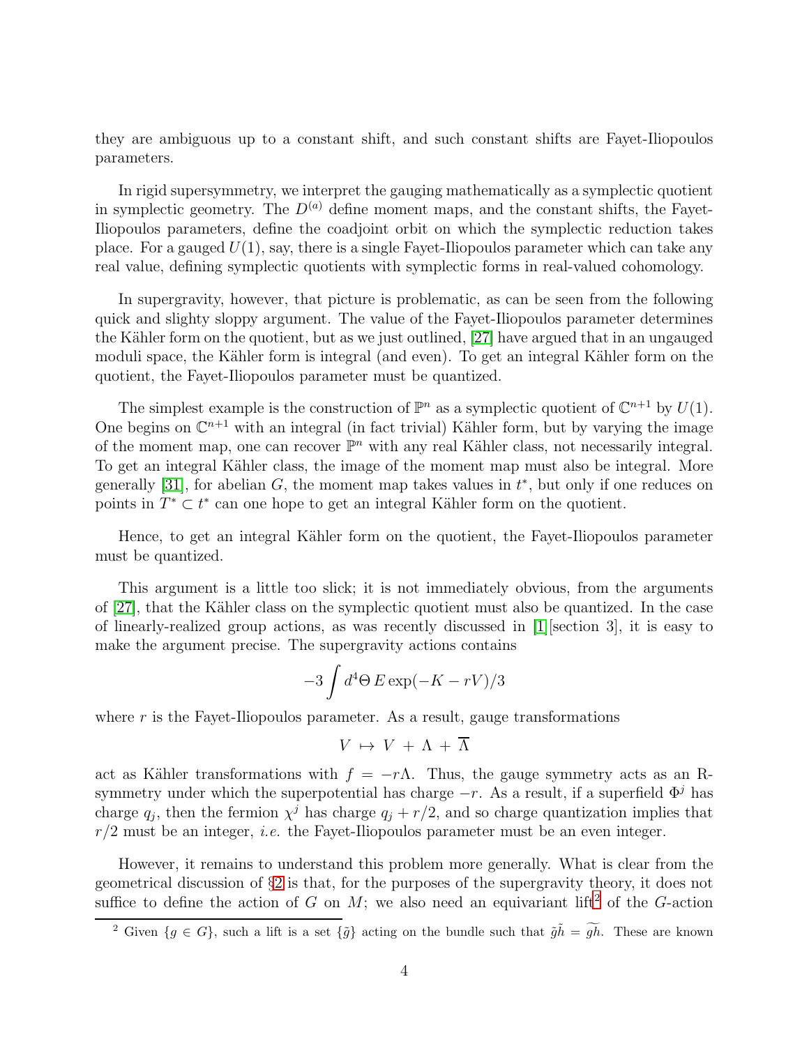they are ambiguous up to a constant shift, and such constant shifts are Fayet-Iliopoulos parameters.

In rigid supersymmetry, we interpret the gauging mathematically as a symplectic quotient in symplectic geometry. The $D^{(a)}$ define moment maps, and the constant shifts, the Fayet-Iliopoulos parameters, define the coadjoint orbit on which the symplectic reduction takes place. For a gauged $U(1)$, say, there is a single Fayet-Iliopoulos parameter which can take any real value, defining symplectic quotients with symplectic forms in real-valued cohomology.

In supergravity, however, that picture is problematic, as can be seen from the following quick and slighty sloppy argument. The value of the Fayet-Iliopoulos parameter determines the Kähler form on the quotient, but as we just outlined, [27] have argued that in an ungauged moduli space, the Kähler form is integral (and even). To get an integral Kähler form on the quotient, the Fayet-Iliopoulos parameter must be quantized.

The simplest example is the construction of $\mathbb{P}^n$ as a symplectic quotient of $\mathbb{C}^{n+1}$ by $U(1)$. One begins on $\mathbb{C}^{n+1}$ with an integral (in fact trivial) Kähler form, but by varying the image of the moment map, one can recover $\mathbb{P}^n$ with any real Kähler class, not necessarily integral. To get an integral Kähler class, the image of the moment map must also be integral. More generally [31], for abelian $G$, the moment map takes values in $t^*$, but only if one reduces on points in $T^* \subset t^*$ can one hope to get an integral Kähler form on the quotient.

Hence, to get an integral Kähler form on the quotient, the Fayet-Iliopoulos parameter must be quantized.

This argument is a little too slick; it is not immediately obvious, from the arguments of [27], that the Kähler class on the symplectic quotient must also be quantized. In the case of linearly-realized group actions, as was recently discussed in [1][section 3], it is easy to make the argument precise. The supergravity actions contains

$$-3 \int d^4\Theta \, E \exp(-K - rV)/3$$

where $r$ is the Fayet-Iliopoulos parameter. As a result, gauge transformations

$$V \mapsto V + \Lambda + \overline{\Lambda}$$

act as Kähler transformations with $f = -r\Lambda$. Thus, the gauge symmetry acts as an R-symmetry under which the superpotential has charge $-r$. As a result, if a superfield $\Phi^j$ has charge $q_j$, then the fermion $\chi^j$ has charge $q_j + r/2$, and so charge quantization implies that $r/2$ must be an integer, *i.e.* the Fayet-Iliopoulos parameter must be an even integer.

However, it remains to understand this problem more generally. What is clear from the geometrical discussion of §2 is that, for the purposes of the supergravity theory, it does not suffice to define the action of $G$ on $M$; we also need an equivariant lift[2] of the $G$-action

[2] Given $\{g \in G\}$, such a lift is a set $\{\tilde{g}\}$ acting on the bundle such that $\tilde{g}\tilde{h} = \widetilde{gh}$. These are known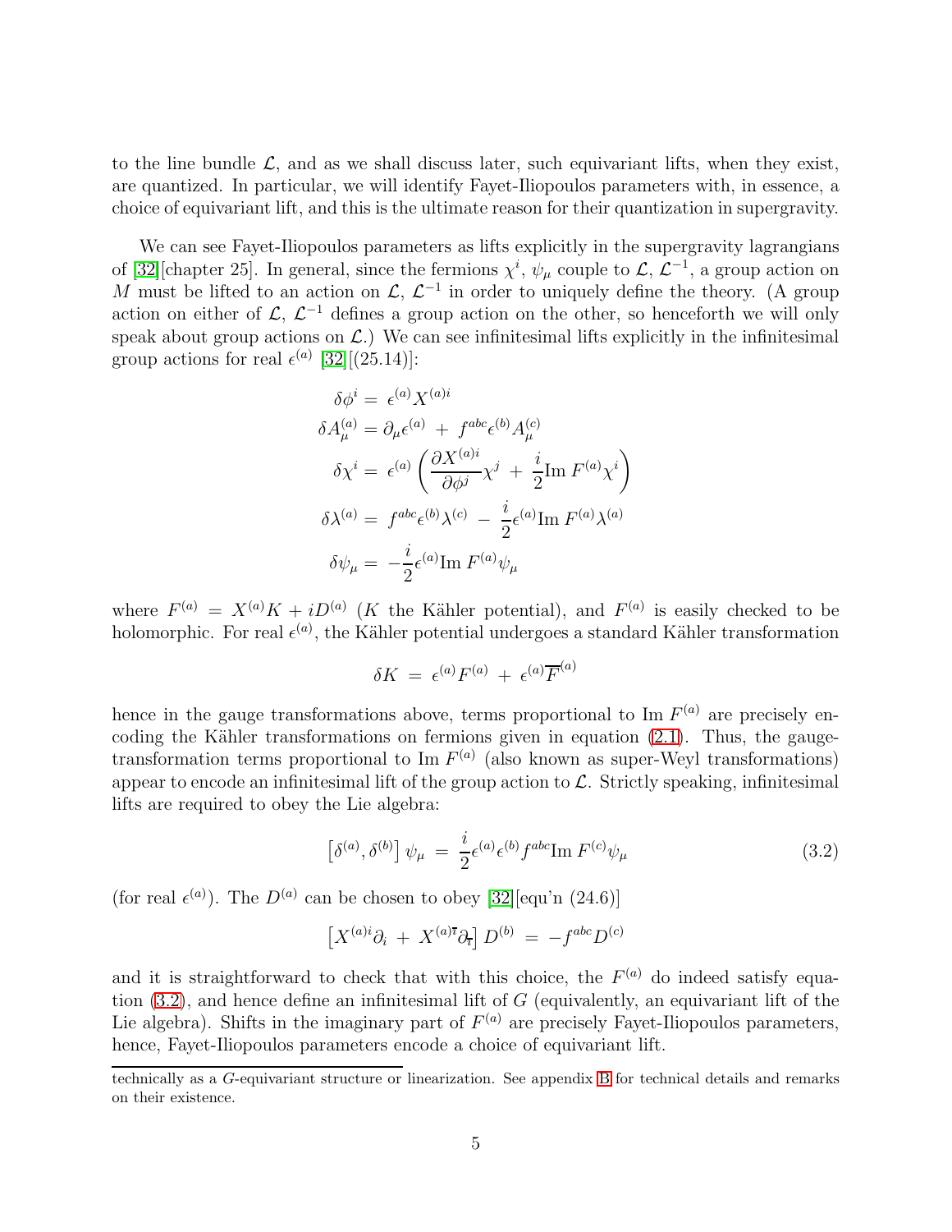to the line bundle $\mathcal{L}$, and as we shall discuss later, such equivariant lifts, when they exist, are quantized. In particular, we will identify Fayet-Iliopoulos parameters with, in essence, a choice of equivariant lift, and this is the ultimate reason for their quantization in supergravity.

We can see Fayet-Iliopoulos parameters as lifts explicitly in the supergravity lagrangians of [32][chapter 25]. In general, since the fermions $\chi^i$, $\psi_\mu$ couple to $\mathcal{L}$, $\mathcal{L}^{-1}$, a group action on $M$ must be lifted to an action on $\mathcal{L}$, $\mathcal{L}^{-1}$ in order to uniquely define the theory. (A group action on either of $\mathcal{L}$, $\mathcal{L}^{-1}$ defines a group action on the other, so henceforth we will only speak about group actions on $\mathcal{L}$.) We can see infinitesimal lifts explicitly in the infinitesimal group actions for real $\epsilon^{(a)}$ [32][(25.14)]:

$$
\begin{aligned}
\delta\phi^i &= \epsilon^{(a)} X^{(a)i} \\
\delta A_\mu^{(a)} &= \partial_\mu \epsilon^{(a)} + f^{abc}\epsilon^{(b)} A_\mu^{(c)} \\
\delta\chi^i &= \epsilon^{(a)} \left( \frac{\partial X^{(a)i}}{\partial \phi^j}\chi^j + \frac{i}{2}\mathrm{Im}\, F^{(a)}\chi^i \right) \\
\delta\lambda^{(a)} &= f^{abc}\epsilon^{(b)}\lambda^{(c)} - \frac{i}{2}\epsilon^{(a)}\mathrm{Im}\, F^{(a)}\lambda^{(a)} \\
\delta\psi_\mu &= -\frac{i}{2}\epsilon^{(a)}\mathrm{Im}\, F^{(a)}\psi_\mu
\end{aligned}
$$

where $F^{(a)} = X^{(a)}K + iD^{(a)}$ ($K$ the Kähler potential), and $F^{(a)}$ is easily checked to be holomorphic. For real $\epsilon^{(a)}$, the Kähler potential undergoes a standard Kähler transformation

$$
\delta K = \epsilon^{(a)}F^{(a)} + \epsilon^{(a)}\overline{F}^{(a)}
$$

hence in the gauge transformations above, terms proportional to Im $F^{(a)}$ are precisely encoding the Kähler transformations on fermions given in equation (2.1). Thus, the gauge-transformation terms proportional to Im $F^{(a)}$ (also known as super-Weyl transformations) appear to encode an infinitesimal lift of the group action to $\mathcal{L}$. Strictly speaking, infinitesimal lifts are required to obey the Lie algebra:

$$
\left[\delta^{(a)}, \delta^{(b)}\right]\psi_\mu = \frac{i}{2}\epsilon^{(a)}\epsilon^{(b)}f^{abc}\mathrm{Im}\, F^{(c)}\psi_\mu \tag{3.2}
$$

(for real $\epsilon^{(a)}$). The $D^{(a)}$ can be chosen to obey [32][equ'n (24.6)]

$$
\left[X^{(a)i}\partial_i + X^{(a)\bar{\imath}}\partial_{\bar{\imath}}\right]D^{(b)} = -f^{abc}D^{(c)}
$$

and it is straightforward to check that with this choice, the $F^{(a)}$ do indeed satisfy equation (3.2), and hence define an infinitesimal lift of $G$ (equivalently, an equivariant lift of the Lie algebra). Shifts in the imaginary part of $F^{(a)}$ are precisely Fayet-Iliopoulos parameters, hence, Fayet-Iliopoulos parameters encode a choice of equivariant lift.

technically as a $G$-equivariant structure or linearization. See appendix B for technical details and remarks on their existence.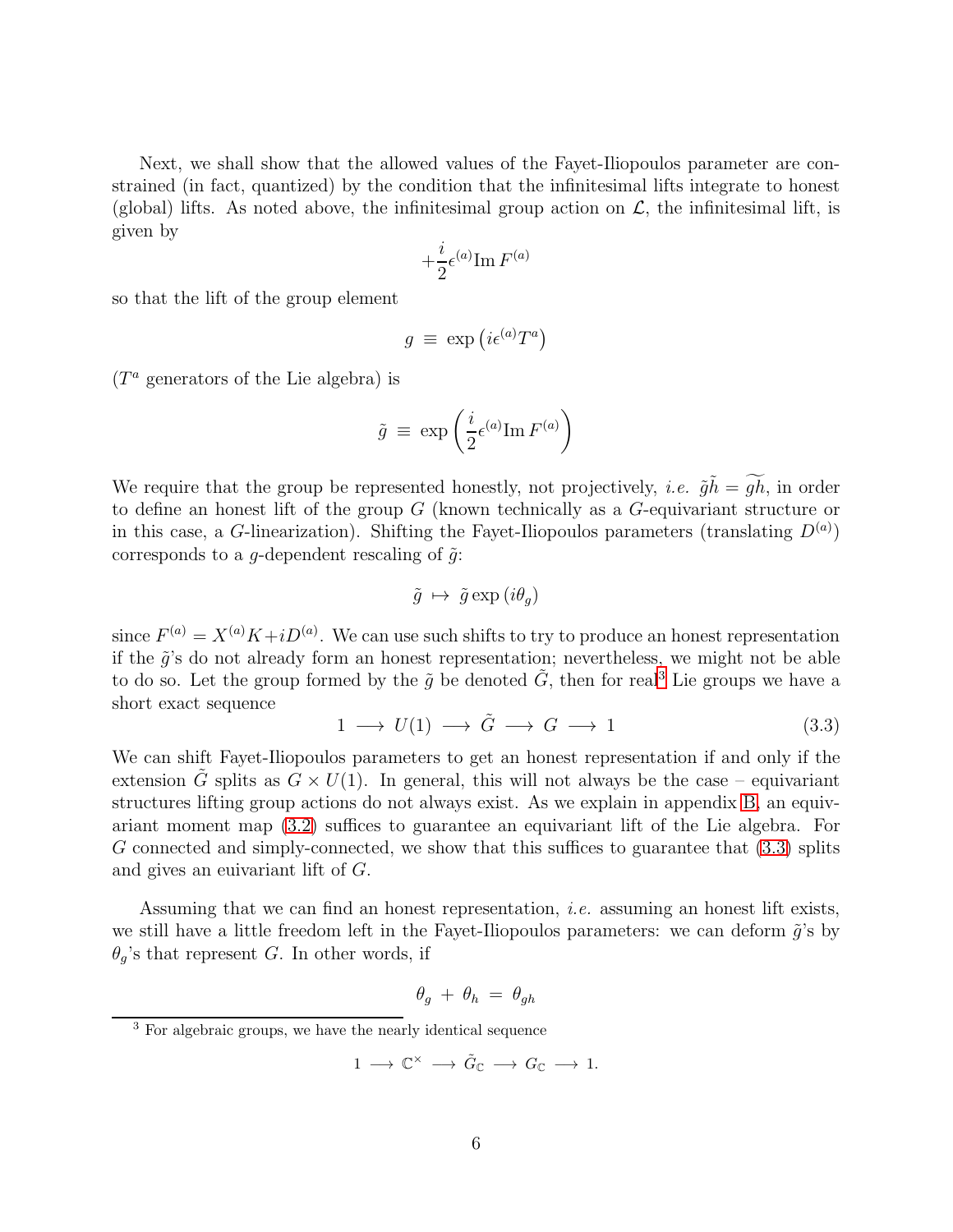Next, we shall show that the allowed values of the Fayet-Iliopoulos parameter are constrained (in fact, quantized) by the condition that the infinitesimal lifts integrate to honest (global) lifts. As noted above, the infinitesimal group action on $\mathcal{L}$, the infinitesimal lift, is given by

$$
+\frac{i}{2}\epsilon^{(a)}\mathrm{Im}\, F^{(a)}
$$

so that the lift of the group element

$$
g \;\equiv\; \exp\left( i\epsilon^{(a)} T^a \right)
$$

($T^a$ generators of the Lie algebra) is

$$
\tilde{g} \;\equiv\; \exp\left( \frac{i}{2}\epsilon^{(a)}\mathrm{Im}\, F^{(a)} \right)
$$

We require that the group be represented honestly, not projectively, *i.e.* $\tilde{g}\tilde{h} = \widetilde{gh}$, in order to define an honest lift of the group $G$ (known technically as a $G$-equivariant structure or in this case, a $G$-linearization). Shifting the Fayet-Iliopoulos parameters (translating $D^{(a)}$) corresponds to a $g$-dependent rescaling of $\tilde{g}$:

$$
\tilde{g} \;\mapsto\; \tilde{g}\exp\left( i\theta_g \right)
$$

since $F^{(a)} = X^{(a)}K + iD^{(a)}$. We can use such shifts to try to produce an honest representation if the $\tilde{g}$'s do not already form an honest representation; nevertheless, we might not be able to do so. Let the group formed by the $\tilde{g}$ be denoted $\tilde{G}$, then for real[3] Lie groups we have a short exact sequence

$$
1 \;\longrightarrow\; U(1) \;\longrightarrow\; \tilde{G} \;\longrightarrow\; G \;\longrightarrow\; 1 \tag{3.3}
$$

We can shift Fayet-Iliopoulos parameters to get an honest representation if and only if the extension $\tilde{G}$ splits as $G \times U(1)$. In general, this will not always be the case – equivariant structures lifting group actions do not always exist. As we explain in appendix B, an equivariant moment map (3.2) suffices to guarantee an equivariant lift of the Lie algebra. For $G$ connected and simply-connected, we show that this suffices to guarantee that (3.3) splits and gives an euivariant lift of $G$.

Assuming that we can find an honest representation, *i.e.* assuming an honest lift exists, we still have a little freedom left in the Fayet-Iliopoulos parameters: we can deform $\tilde{g}$'s by $\theta_g$'s that represent $G$. In other words, if

$$
\theta_g \;+\; \theta_h \;=\; \theta_{gh}
$$

[3] For algebraic groups, we have the nearly identical sequence

$$
1 \;\longrightarrow\; \mathbb{C}^\times \;\longrightarrow\; \tilde{G}_{\mathbb{C}} \;\longrightarrow\; G_{\mathbb{C}} \;\longrightarrow\; 1.
$$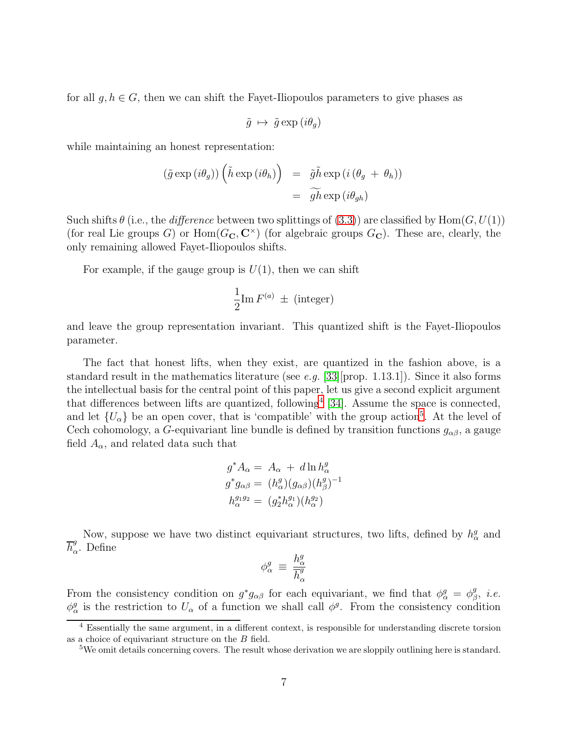for all $g, h \in G$, then we can shift the Fayet-Iliopoulos parameters to give phases as

$$\tilde{g} \mapsto \tilde{g} \exp(i\theta_g)$$

while maintaining an honest representation:

$$\begin{aligned}
(\tilde{g} \exp(i\theta_g)) \left(\tilde{h} \exp(i\theta_h)\right) &= \tilde{g}\tilde{h} \exp(i(\theta_g + \theta_h)) \\
&= \widetilde{gh} \exp(i\theta_{gh})
\end{aligned}$$

Such shifts $\theta$ (i.e., the *difference* between two splittings of (3.3)) are classified by $\mathrm{Hom}(G, U(1))$ (for real Lie groups $G$) or $\mathrm{Hom}(G_{\mathbf{C}}, \mathbf{C}^{\times})$ (for algebraic groups $G_{\mathbf{C}}$). These are, clearly, the only remaining allowed Fayet-Iliopoulos shifts.

For example, if the gauge group is $U(1)$, then we can shift

$$\frac{1}{2} \mathrm{Im}\, F^{(a)} \pm \text{(integer)}$$

and leave the group representation invariant. This quantized shift is the Fayet-Iliopoulos parameter.

The fact that honest lifts, when they exist, are quantized in the fashion above, is a standard result in the mathematics literature (see *e.g.* [33][prop. 1.13.1]). Since it also forms the intellectual basis for the central point of this paper, let us give a second explicit argument that differences between lifts are quantized, following[4] [34]. Assume the space is connected, and let $\{U_\alpha\}$ be an open cover, that is 'compatible' with the group action[5]. At the level of Cech cohomology, a $G$-equivariant line bundle is defined by transition functions $g_{\alpha\beta}$, a gauge field $A_\alpha$, and related data such that

$$\begin{aligned}
g^* A_\alpha &= A_\alpha + d \ln h^g_\alpha \\
g^* g_{\alpha\beta} &= (h^g_\alpha)(g_{\alpha\beta})(h^g_\beta)^{-1} \\
h^{g_1 g_2}_\alpha &= (g_2^* h^{g_1}_\alpha)(h^{g_2}_\alpha)
\end{aligned}$$

Now, suppose we have two distinct equivariant structures, two lifts, defined by $h^g_\alpha$ and $\overline{h}^g_\alpha$. Define

$$\phi^g_\alpha \equiv \frac{h^g_\alpha}{\overline{h}^g_\alpha}$$

From the consistency condition on $g^* g_{\alpha\beta}$ for each equivariant, we find that $\phi^g_\alpha = \phi^g_\beta$, *i.e.* $\phi^g_\alpha$ is the restriction to $U_\alpha$ of a function we shall call $\phi^g$. From the consistency condition

[4] Essentially the same argument, in a different context, is responsible for understanding discrete torsion as a choice of equivariant structure on the $B$ field.

[5] We omit details concerning covers. The result whose derivation we are sloppily outlining here is standard.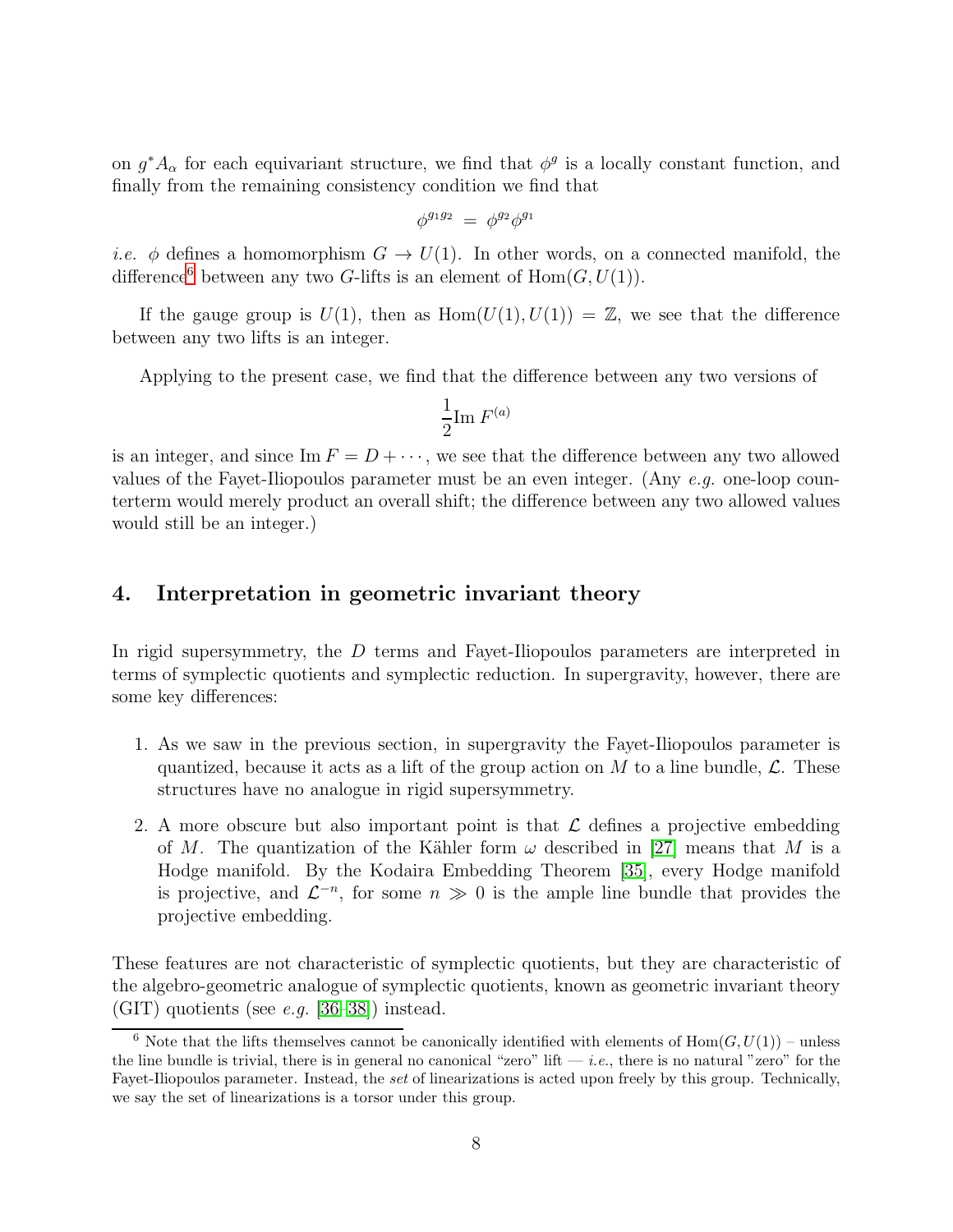on $g^*A_\alpha$ for each equivariant structure, we find that $\phi^g$ is a locally constant function, and finally from the remaining consistency condition we find that

$$\phi^{g_1 g_2} \, = \, \phi^{g_2} \phi^{g_1}$$

*i.e.* $\phi$ defines a homomorphism $G \to U(1)$. In other words, on a connected manifold, the difference[6] between any two $G$-lifts is an element of $\text{Hom}(G, U(1))$.

If the gauge group is $U(1)$, then as $\text{Hom}(U(1), U(1)) = \mathbb{Z}$, we see that the difference between any two lifts is an integer.

Applying to the present case, we find that the difference between any two versions of

$$\frac{1}{2} \text{Im} \, F^{(a)}$$

is an integer, and since $\text{Im} \, F = D + \cdots$, we see that the difference between any two allowed values of the Fayet-Iliopoulos parameter must be an even integer. (Any *e.g.* one-loop counterterm would merely product an overall shift; the difference between any two allowed values would still be an integer.)

## 4. Interpretation in geometric invariant theory

In rigid supersymmetry, the $D$ terms and Fayet-Iliopoulos parameters are interpreted in terms of symplectic quotients and symplectic reduction. In supergravity, however, there are some key differences:

1. As we saw in the previous section, in supergravity the Fayet-Iliopoulos parameter is quantized, because it acts as a lift of the group action on $M$ to a line bundle, $\mathcal{L}$. These structures have no analogue in rigid supersymmetry.
2. A more obscure but also important point is that $\mathcal{L}$ defines a projective embedding of $M$. The quantization of the Kähler form $\omega$ described in [27] means that $M$ is a Hodge manifold. By the Kodaira Embedding Theorem [35], every Hodge manifold is projective, and $\mathcal{L}^{-n}$, for some $n \gg 0$ is the ample line bundle that provides the projective embedding.

These features are not characteristic of symplectic quotients, but they are characteristic of the algebro-geometric analogue of symplectic quotients, known as geometric invariant theory (GIT) quotients (see *e.g.* [36–38]) instead.

[6] Note that the lifts themselves cannot be canonically identified with elements of $\text{Hom}(G, U(1))$ – unless the line bundle is trivial, there is in general no canonical "zero" lift — *i.e.*, there is no natural "zero" for the Fayet-Iliopoulos parameter. Instead, the *set* of linearizations is acted upon freely by this group. Technically, we say the set of linearizations is a torsor under this group.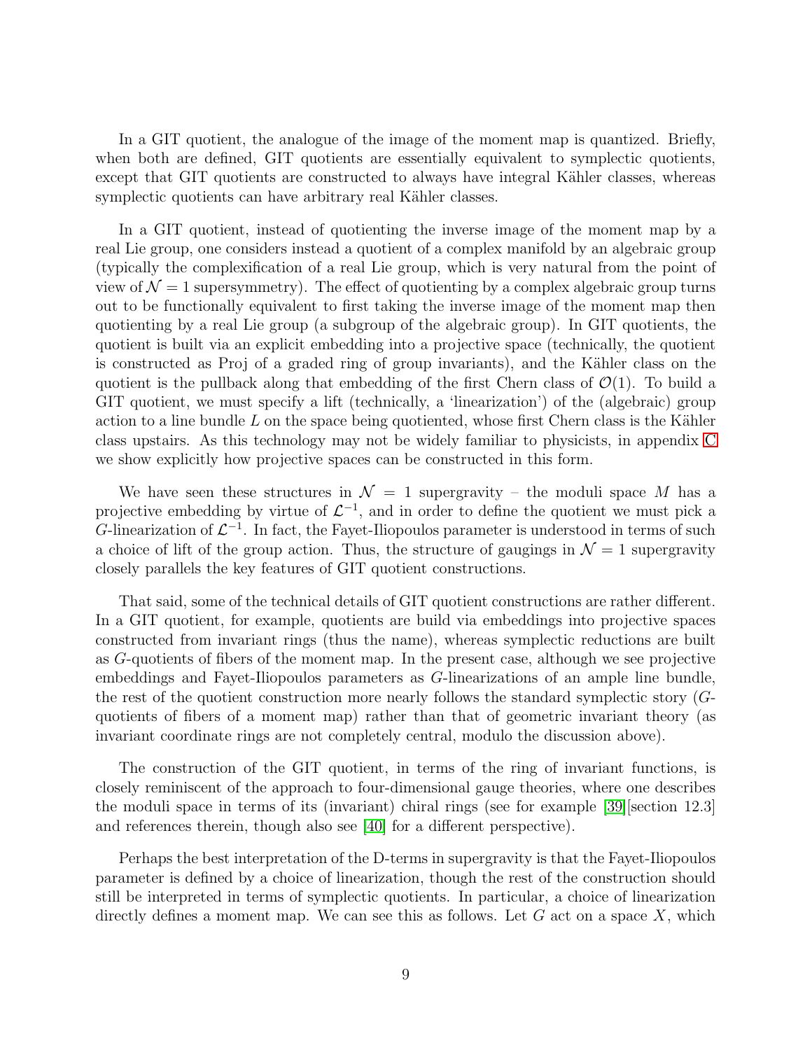In a GIT quotient, the analogue of the image of the moment map is quantized. Briefly, when both are defined, GIT quotients are essentially equivalent to symplectic quotients, except that GIT quotients are constructed to always have integral Kähler classes, whereas symplectic quotients can have arbitrary real Kähler classes.

In a GIT quotient, instead of quotienting the inverse image of the moment map by a real Lie group, one considers instead a quotient of a complex manifold by an algebraic group (typically the complexification of a real Lie group, which is very natural from the point of view of $\mathcal{N} = 1$ supersymmetry). The effect of quotienting by a complex algebraic group turns out to be functionally equivalent to first taking the inverse image of the moment map then quotienting by a real Lie group (a subgroup of the algebraic group). In GIT quotients, the quotient is built via an explicit embedding into a projective space (technically, the quotient is constructed as Proj of a graded ring of group invariants), and the Kähler class on the quotient is the pullback along that embedding of the first Chern class of $\mathcal{O}(1)$. To build a GIT quotient, we must specify a lift (technically, a 'linearization') of the (algebraic) group action to a line bundle $L$ on the space being quotiented, whose first Chern class is the Kähler class upstairs. As this technology may not be widely familiar to physicists, in appendix C we show explicitly how projective spaces can be constructed in this form.

We have seen these structures in $\mathcal{N} = 1$ supergravity – the moduli space $M$ has a projective embedding by virtue of $\mathcal{L}^{-1}$, and in order to define the quotient we must pick a $G$-linearization of $\mathcal{L}^{-1}$. In fact, the Fayet-Iliopoulos parameter is understood in terms of such a choice of lift of the group action. Thus, the structure of gaugings in $\mathcal{N} = 1$ supergravity closely parallels the key features of GIT quotient constructions.

That said, some of the technical details of GIT quotient constructions are rather different. In a GIT quotient, for example, quotients are build via embeddings into projective spaces constructed from invariant rings (thus the name), whereas symplectic reductions are built as $G$-quotients of fibers of the moment map. In the present case, although we see projective embeddings and Fayet-Iliopoulos parameters as $G$-linearizations of an ample line bundle, the rest of the quotient construction more nearly follows the standard symplectic story ($G$-quotients of fibers of a moment map) rather than that of geometric invariant theory (as invariant coordinate rings are not completely central, modulo the discussion above).

The construction of the GIT quotient, in terms of the ring of invariant functions, is closely reminiscent of the approach to four-dimensional gauge theories, where one describes the moduli space in terms of its (invariant) chiral rings (see for example [39][section 12.3] and references therein, though also see [40] for a different perspective).

Perhaps the best interpretation of the D-terms in supergravity is that the Fayet-Iliopoulos parameter is defined by a choice of linearization, though the rest of the construction should still be interpreted in terms of symplectic quotients. In particular, a choice of linearization directly defines a moment map. We can see this as follows. Let $G$ act on a space $X$, which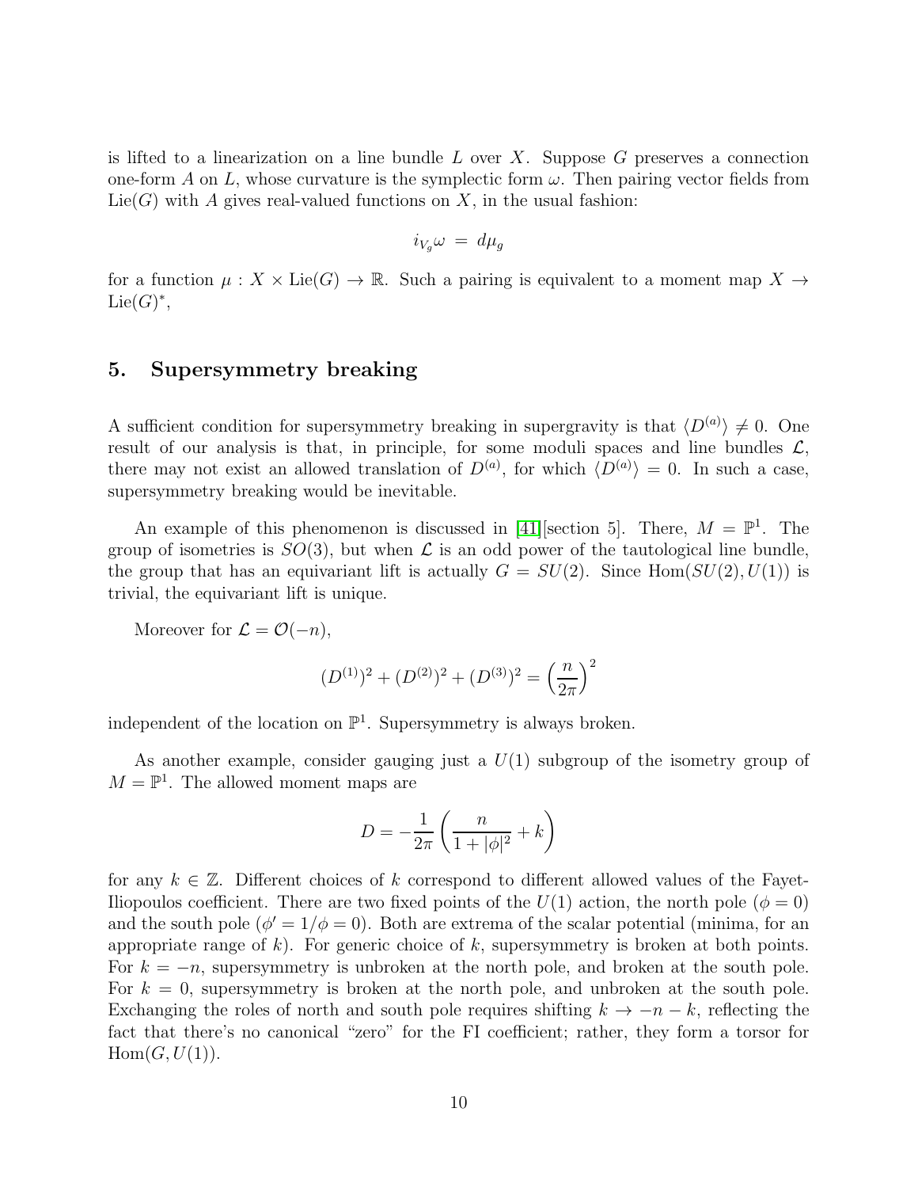is lifted to a linearization on a line bundle $L$ over $X$. Suppose $G$ preserves a connection one-form $A$ on $L$, whose curvature is the symplectic form $\omega$. Then pairing vector fields from $\text{Lie}(G)$ with $A$ gives real-valued functions on $X$, in the usual fashion:

$$i_{V_g}\omega \;=\; d\mu_g$$

for a function $\mu : X \times \text{Lie}(G) \to \mathbb{R}$. Such a pairing is equivalent to a moment map $X \to \text{Lie}(G)^*$,

## 5. Supersymmetry breaking

A sufficient condition for supersymmetry breaking in supergravity is that $\langle D^{(a)} \rangle \neq 0$. One result of our analysis is that, in principle, for some moduli spaces and line bundles $\mathcal{L}$, there may not exist an allowed translation of $D^{(a)}$, for which $\langle D^{(a)} \rangle = 0$. In such a case, supersymmetry breaking would be inevitable.

An example of this phenomenon is discussed in [41][section 5]. There, $M = \mathbb{P}^1$. The group of isometries is $SO(3)$, but when $\mathcal{L}$ is an odd power of the tautological line bundle, the group that has an equivariant lift is actually $G = SU(2)$. Since $\text{Hom}(SU(2), U(1))$ is trivial, the equivariant lift is unique.

Moreover for $\mathcal{L} = \mathcal{O}(-n)$,

$$(D^{(1)})^2 + (D^{(2)})^2 + (D^{(3)})^2 = \left(\frac{n}{2\pi}\right)^2$$

independent of the location on $\mathbb{P}^1$. Supersymmetry is always broken.

As another example, consider gauging just a $U(1)$ subgroup of the isometry group of $M = \mathbb{P}^1$. The allowed moment maps are

$$D = -\frac{1}{2\pi}\left(\frac{n}{1+|\phi|^2} + k\right)$$

for any $k \in \mathbb{Z}$. Different choices of $k$ correspond to different allowed values of the Fayet-Iliopoulos coefficient. There are two fixed points of the $U(1)$ action, the north pole ($\phi = 0$) and the south pole ($\phi' = 1/\phi = 0$). Both are extrema of the scalar potential (minima, for an appropriate range of $k$). For generic choice of $k$, supersymmetry is broken at both points. For $k = -n$, supersymmetry is unbroken at the north pole, and broken at the south pole. For $k = 0$, supersymmetry is broken at the north pole, and unbroken at the south pole. Exchanging the roles of north and south pole requires shifting $k \to -n - k$, reflecting the fact that there's no canonical "zero" for the FI coefficient; rather, they form a torsor for $\text{Hom}(G, U(1))$.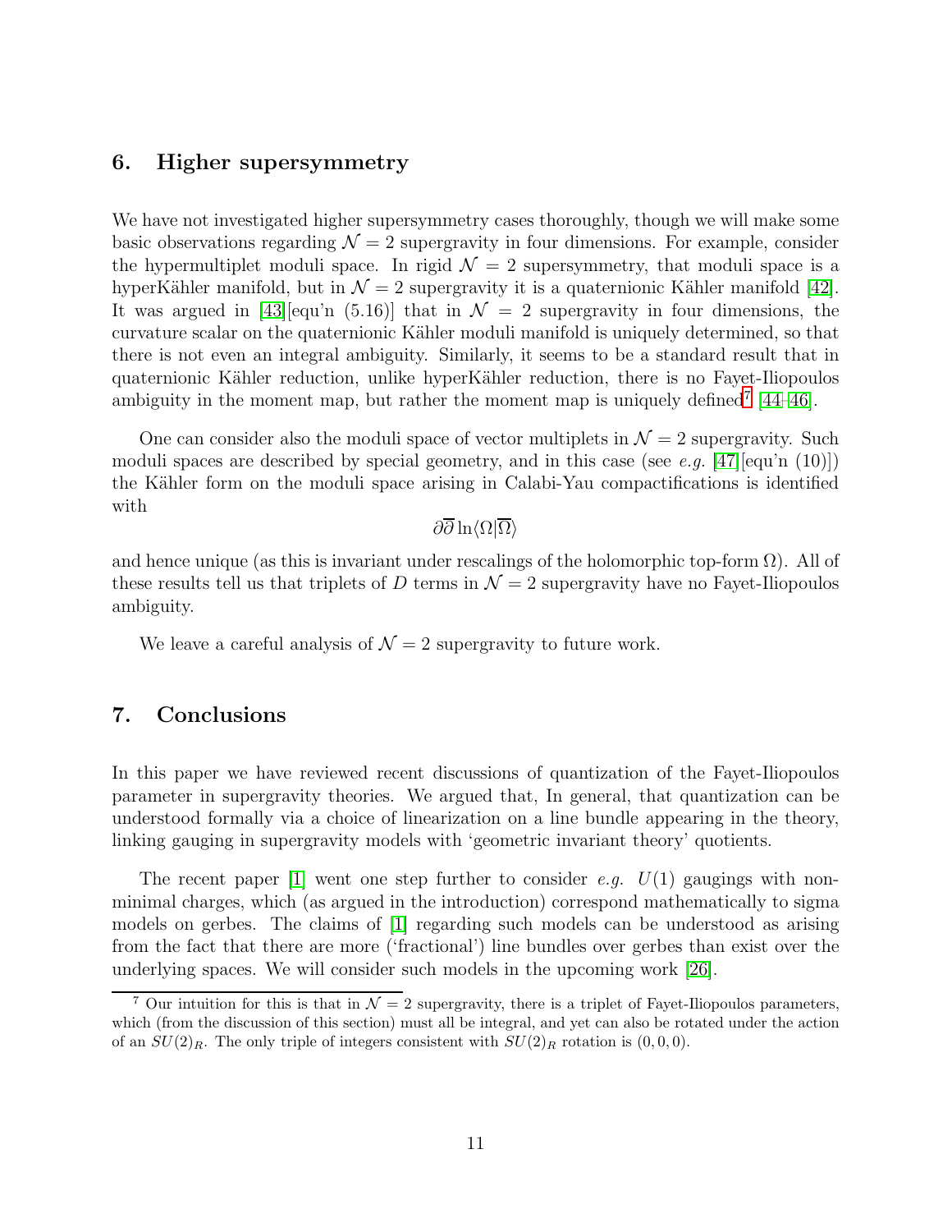## 6. Higher supersymmetry

We have not investigated higher supersymmetry cases thoroughly, though we will make some basic observations regarding $\mathcal{N} = 2$ supergravity in four dimensions. For example, consider the hypermultiplet moduli space. In rigid $\mathcal{N} = 2$ supersymmetry, that moduli space is a hyperKähler manifold, but in $\mathcal{N} = 2$ supergravity it is a quaternionic Kähler manifold [42]. It was argued in [43][equ'n (5.16)] that in $\mathcal{N} = 2$ supergravity in four dimensions, the curvature scalar on the quaternionic Kähler moduli manifold is uniquely determined, so that there is not even an integral ambiguity. Similarly, it seems to be a standard result that in quaternionic Kähler reduction, unlike hyperKähler reduction, there is no Fayet-Iliopoulos ambiguity in the moment map, but rather the moment map is uniquely defined[7] [44–46].

One can consider also the moduli space of vector multiplets in $\mathcal{N} = 2$ supergravity. Such moduli spaces are described by special geometry, and in this case (see *e.g.* [47][equ'n (10)]) the Kähler form on the moduli space arising in Calabi-Yau compactifications is identified with

$$\partial \overline{\partial} \ln \langle \Omega | \overline{\Omega} \rangle$$

and hence unique (as this is invariant under rescalings of the holomorphic top-form $\Omega$). All of these results tell us that triplets of $D$ terms in $\mathcal{N} = 2$ supergravity have no Fayet-Iliopoulos ambiguity.

We leave a careful analysis of $\mathcal{N} = 2$ supergravity to future work.

## 7. Conclusions

In this paper we have reviewed recent discussions of quantization of the Fayet-Iliopoulos parameter in supergravity theories. We argued that, In general, that quantization can be understood formally via a choice of linearization on a line bundle appearing in the theory, linking gauging in supergravity models with 'geometric invariant theory' quotients.

The recent paper [1] went one step further to consider *e.g.* $U(1)$ gaugings with nonminimal charges, which (as argued in the introduction) correspond mathematically to sigma models on gerbes. The claims of [1] regarding such models can be understood as arising from the fact that there are more ('fractional') line bundles over gerbes than exist over the underlying spaces. We will consider such models in the upcoming work [26].

---

[7] Our intuition for this is that in $\mathcal{N} = 2$ supergravity, there is a triplet of Fayet-Iliopoulos parameters, which (from the discussion of this section) must all be integral, and yet can also be rotated under the action of an $SU(2)_R$. The only triple of integers consistent with $SU(2)_R$ rotation is $(0, 0, 0)$.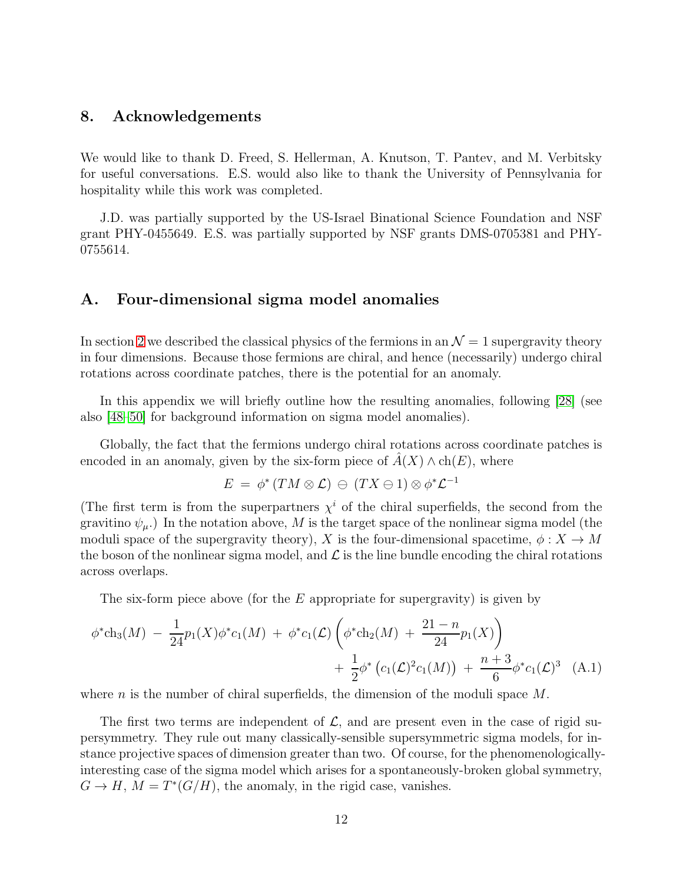## 8. Acknowledgements

We would like to thank D. Freed, S. Hellerman, A. Knutson, T. Pantev, and M. Verbitsky for useful conversations. E.S. would also like to thank the University of Pennsylvania for hospitality while this work was completed.

J.D. was partially supported by the US-Israel Binational Science Foundation and NSF grant PHY-0455649. E.S. was partially supported by NSF grants DMS-0705381 and PHY-0755614.

## A. Four-dimensional sigma model anomalies

In section 2 we described the classical physics of the fermions in an $\mathcal{N} = 1$ supergravity theory in four dimensions. Because those fermions are chiral, and hence (necessarily) undergo chiral rotations across coordinate patches, there is the potential for an anomaly.

In this appendix we will briefly outline how the resulting anomalies, following [28] (see also [48–50] for background information on sigma model anomalies).

Globally, the fact that the fermions undergo chiral rotations across coordinate patches is encoded in an anomaly, given by the six-form piece of $\hat{A}(X) \wedge \mathrm{ch}(E)$, where

$$E \;=\; \phi^* \left( TM \otimes \mathcal{L} \right) \,\ominus\, \left( TX \ominus 1 \right) \otimes \phi^* \mathcal{L}^{-1}$$

(The first term is from the superpartners $\chi^i$ of the chiral superfields, the second from the gravitino $\psi_\mu$.) In the notation above, $M$ is the target space of the nonlinear sigma model (the moduli space of the supergravity theory), $X$ is the four-dimensional spacetime, $\phi : X \to M$ the boson of the nonlinear sigma model, and $\mathcal{L}$ is the line bundle encoding the chiral rotations across overlaps.

The six-form piece above (for the $E$ appropriate for supergravity) is given by

$$\phi^* \mathrm{ch}_3(M) \;-\; \frac{1}{24} p_1(X) \phi^* c_1(M) \;+\; \phi^* c_1(\mathcal{L}) \left( \phi^* \mathrm{ch}_2(M) \;+\; \frac{21-n}{24} p_1(X) \right) \;+\; \frac{1}{2} \phi^* \left( c_1(\mathcal{L})^2 c_1(M) \right) \;+\; \frac{n+3}{6} \phi^* c_1(\mathcal{L})^3 \quad \text{(A.1)}$$

where $n$ is the number of chiral superfields, the dimension of the moduli space $M$.

The first two terms are independent of $\mathcal{L}$, and are present even in the case of rigid supersymmetry. They rule out many classically-sensible supersymmetric sigma models, for instance projective spaces of dimension greater than two. Of course, for the phenomenologically-interesting case of the sigma model which arises for a spontaneously-broken global symmetry, $G \to H$, $M = T^*(G/H)$, the anomaly, in the rigid case, vanishes.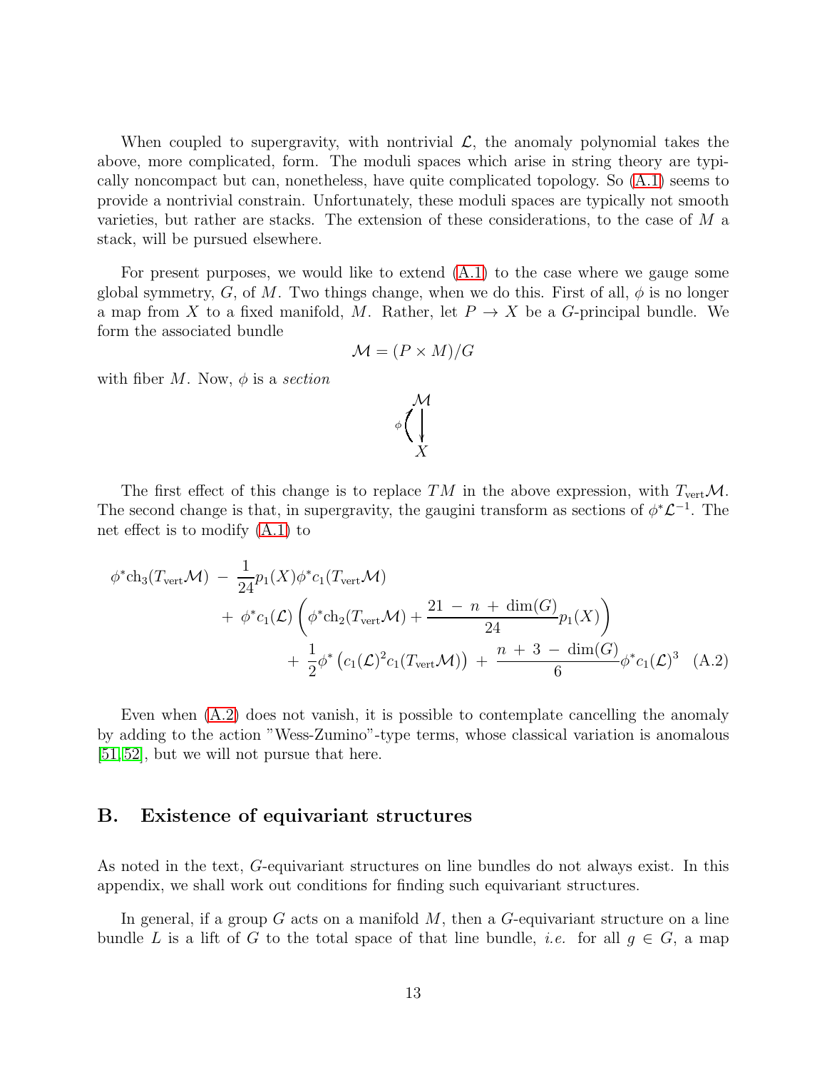When coupled to supergravity, with nontrivial $\mathcal{L}$, the anomaly polynomial takes the above, more complicated, form. The moduli spaces which arise in string theory are typically noncompact but can, nonetheless, have quite complicated topology. So (A.1) seems to provide a nontrivial constrain. Unfortunately, these moduli spaces are typically not smooth varieties, but rather are stacks. The extension of these considerations, to the case of $M$ a stack, will be pursued elsewhere.

For present purposes, we would like to extend (A.1) to the case where we gauge some global symmetry, $G$, of $M$. Two things change, when we do this. First of all, $\phi$ is no longer a map from $X$ to a fixed manifold, $M$. Rather, let $P \to X$ be a $G$-principal bundle. We form the associated bundle

$$\mathcal{M} = (P \times M)/G$$

with fiber $M$. Now, $\phi$ is a *section*

$$\begin{array}{c} \mathcal{M} \\ \phi \big( \big\downarrow \\ X \end{array}$$

The first effect of this change is to replace $TM$ in the above expression, with $T_{\text{vert}}\mathcal{M}$. The second change is that, in supergravity, the gaugini transform as sections of $\phi^*\mathcal{L}^{-1}$. The net effect is to modify (A.1) to

$$\begin{aligned} \phi^*\text{ch}_3(T_{\text{vert}}\mathcal{M}) \;-\; \frac{1}{24}p_1(X)\phi^*c_1(T_{\text{vert}}\mathcal{M}) \\ +\; \phi^*c_1(\mathcal{L})\left(\phi^*\text{ch}_2(T_{\text{vert}}\mathcal{M}) + \frac{21 \,-\, n \,+\, \dim(G)}{24}p_1(X)\right) \\ +\; \frac{1}{2}\phi^*\left(c_1(\mathcal{L})^2 c_1(T_{\text{vert}}\mathcal{M})\right) \;+\; \frac{n \,+\, 3 \,-\, \dim(G)}{6}\phi^*c_1(\mathcal{L})^3 \end{aligned} \quad \text{(A.2)}$$

Even when (A.2) does not vanish, it is possible to contemplate cancelling the anomaly by adding to the action "Wess-Zumino"-type terms, whose classical variation is anomalous [51,52], but we will not pursue that here.

## B. Existence of equivariant structures

As noted in the text, $G$-equivariant structures on line bundles do not always exist. In this appendix, we shall work out conditions for finding such equivariant structures.

In general, if a group $G$ acts on a manifold $M$, then a $G$-equivariant structure on a line bundle $L$ is a lift of $G$ to the total space of that line bundle, *i.e.* for all $g \in G$, a map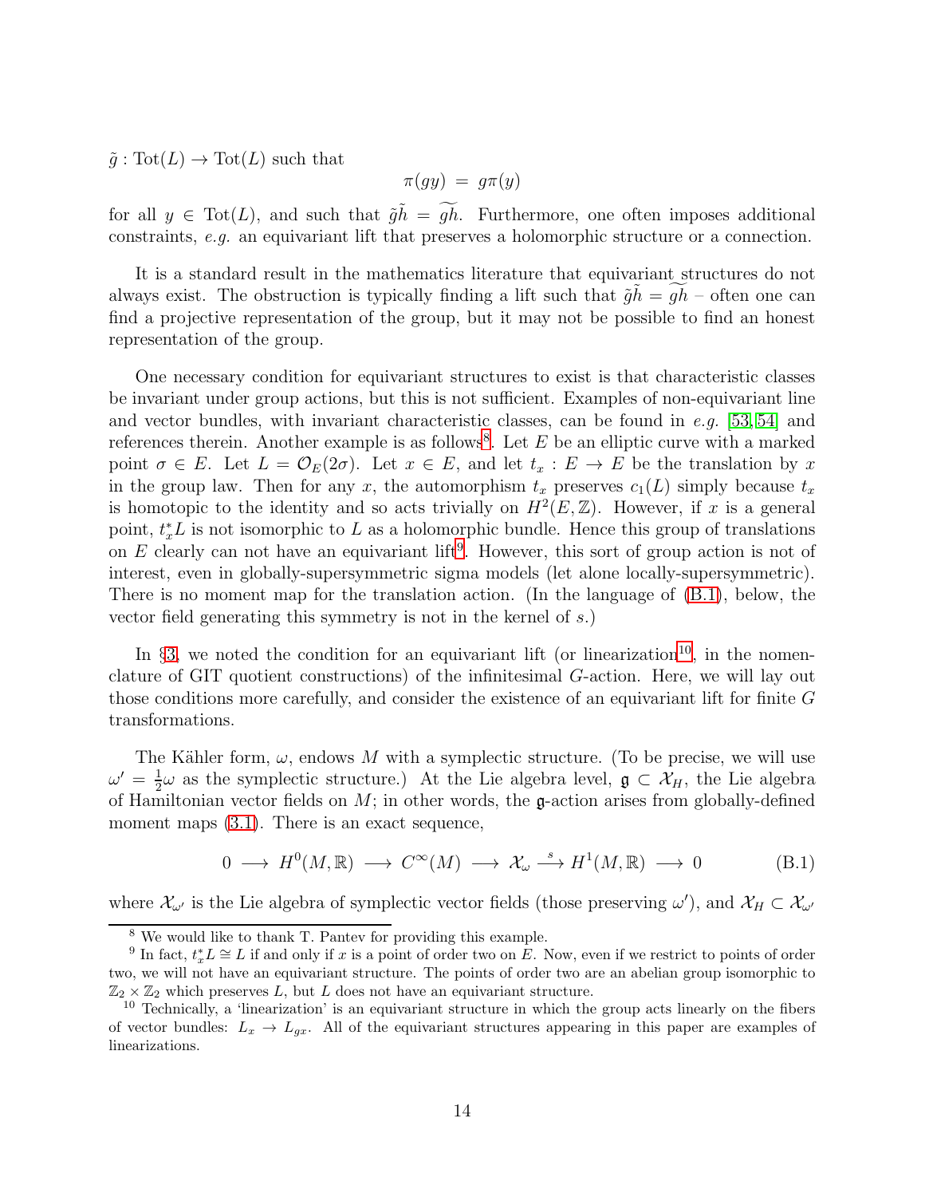$\tilde{g} : \mathrm{Tot}(L) \to \mathrm{Tot}(L)$ such that

$$\pi(gy) \;=\; g\pi(y)$$

for all $y \in \mathrm{Tot}(L)$, and such that $\tilde{g}\tilde{h} = \widetilde{gh}$. Furthermore, one often imposes additional constraints, *e.g.* an equivariant lift that preserves a holomorphic structure or a connection.

It is a standard result in the mathematics literature that equivariant structures do not always exist. The obstruction is typically finding a lift such that $\tilde{g}\tilde{h} = \widetilde{gh}$ – often one can find a projective representation of the group, but it may not be possible to find an honest representation of the group.

One necessary condition for equivariant structures to exist is that characteristic classes be invariant under group actions, but this is not sufficient. Examples of non-equivariant line and vector bundles, with invariant characteristic classes, can be found in *e.g.* [53, 54] and references therein. Another example is as follows[8]. Let $E$ be an elliptic curve with a marked point $\sigma \in E$. Let $L = \mathcal{O}_E(2\sigma)$. Let $x \in E$, and let $t_x : E \to E$ be the translation by $x$ in the group law. Then for any $x$, the automorphism $t_x$ preserves $c_1(L)$ simply because $t_x$ is homotopic to the identity and so acts trivially on $H^2(E, \mathbb{Z})$. However, if $x$ is a general point, $t_x^* L$ is not isomorphic to $L$ as a holomorphic bundle. Hence this group of translations on $E$ clearly can not have an equivariant lift[9]. However, this sort of group action is not of interest, even in globally-supersymmetric sigma models (let alone locally-supersymmetric). There is no moment map for the translation action. (In the language of (B.1), below, the vector field generating this symmetry is not in the kernel of $s$.)

In §3, we noted the condition for an equivariant lift (or linearization[10], in the nomenclature of GIT quotient constructions) of the infinitesimal $G$-action. Here, we will lay out those conditions more carefully, and consider the existence of an equivariant lift for finite $G$ transformations.

The Kähler form, $\omega$, endows $M$ with a symplectic structure. (To be precise, we will use $\omega' = \frac{1}{2}\omega$ as the symplectic structure.) At the Lie algebra level, $\mathfrak{g} \subset \mathcal{X}_H$, the Lie algebra of Hamiltonian vector fields on $M$; in other words, the $\mathfrak{g}$-action arises from globally-defined moment maps (3.1). There is an exact sequence,

$$0 \longrightarrow H^0(M, \mathbb{R}) \longrightarrow C^\infty(M) \longrightarrow \mathcal{X}_\omega \xrightarrow{\;s\;} H^1(M, \mathbb{R}) \longrightarrow 0 \qquad \text{(B.1)}$$

where $\mathcal{X}_{\omega'}$ is the Lie algebra of symplectic vector fields (those preserving $\omega'$), and $\mathcal{X}_H \subset \mathcal{X}_{\omega'}$

[8] We would like to thank T. Pantev for providing this example.

[9] In fact, $t_x^* L \cong L$ if and only if $x$ is a point of order two on $E$. Now, even if we restrict to points of order two, we will not have an equivariant structure. The points of order two are an abelian group isomorphic to $\mathbb{Z}_2 \times \mathbb{Z}_2$ which preserves $L$, but $L$ does not have an equivariant structure.

[10] Technically, a 'linearization' is an equivariant structure in which the group acts linearly on the fibers of vector bundles: $L_x \to L_{gx}$. All of the equivariant structures appearing in this paper are examples of linearizations.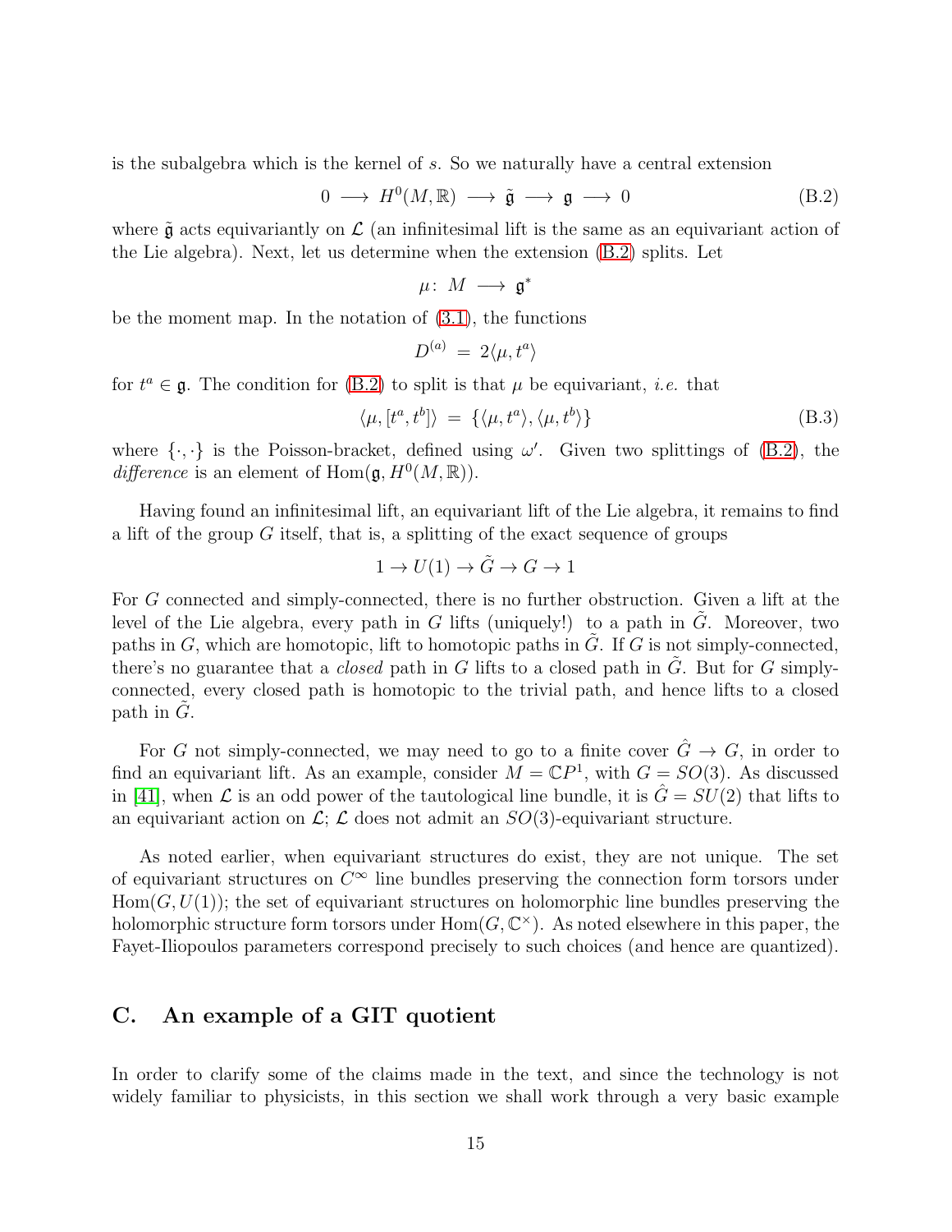is the subalgebra which is the kernel of $s$. So we naturally have a central extension

$$0 \longrightarrow H^0(M,\mathbb{R}) \longrightarrow \tilde{\mathfrak{g}} \longrightarrow \mathfrak{g} \longrightarrow 0 \tag{B.2}$$

where $\tilde{\mathfrak{g}}$ acts equivariantly on $\mathcal{L}$ (an infinitesimal lift is the same as an equivariant action of the Lie algebra). Next, let us determine when the extension (B.2) splits. Let

$$\mu : \; M \longrightarrow \mathfrak{g}^*$$

be the moment map. In the notation of (3.1), the functions

$$D^{(a)} \; = \; 2\langle \mu, t^a \rangle$$

for $t^a \in \mathfrak{g}$. The condition for (B.2) to split is that $\mu$ be equivariant, *i.e.* that

$$\langle \mu, [t^a, t^b] \rangle \; = \; \{ \langle \mu, t^a \rangle, \langle \mu, t^b \rangle \} \tag{B.3}$$

where $\{\cdot,\cdot\}$ is the Poisson-bracket, defined using $\omega'$. Given two splittings of (B.2), the *difference* is an element of $\mathrm{Hom}(\mathfrak{g}, H^0(M,\mathbb{R}))$.

Having found an infinitesimal lift, an equivariant lift of the Lie algebra, it remains to find a lift of the group $G$ itself, that is, a splitting of the exact sequence of groups

$$1 \to U(1) \to \tilde{G} \to G \to 1$$

For $G$ connected and simply-connected, there is no further obstruction. Given a lift at the level of the Lie algebra, every path in $G$ lifts (uniquely!) to a path in $\tilde{G}$. Moreover, two paths in $G$, which are homotopic, lift to homotopic paths in $\tilde{G}$. If $G$ is not simply-connected, there's no guarantee that a *closed* path in $G$ lifts to a closed path in $\tilde{G}$. But for $G$ simply-connected, every closed path is homotopic to the trivial path, and hence lifts to a closed path in $\tilde{G}$.

For $G$ not simply-connected, we may need to go to a finite cover $\hat{G} \to G$, in order to find an equivariant lift. As an example, consider $M = \mathbb{C}P^1$, with $G = SO(3)$. As discussed in [41], when $\mathcal{L}$ is an odd power of the tautological line bundle, it is $\hat{G} = SU(2)$ that lifts to an equivariant action on $\mathcal{L}$; $\mathcal{L}$ does not admit an $SO(3)$-equivariant structure.

As noted earlier, when equivariant structures do exist, they are not unique. The set of equivariant structures on $C^\infty$ line bundles preserving the connection form torsors under $\mathrm{Hom}(G, U(1))$; the set of equivariant structures on holomorphic line bundles preserving the holomorphic structure form torsors under $\mathrm{Hom}(G, \mathbb{C}^\times)$. As noted elsewhere in this paper, the Fayet-Iliopoulos parameters correspond precisely to such choices (and hence are quantized).

# C. An example of a GIT quotient

In order to clarify some of the claims made in the text, and since the technology is not widely familiar to physicists, in this section we shall work through a very basic example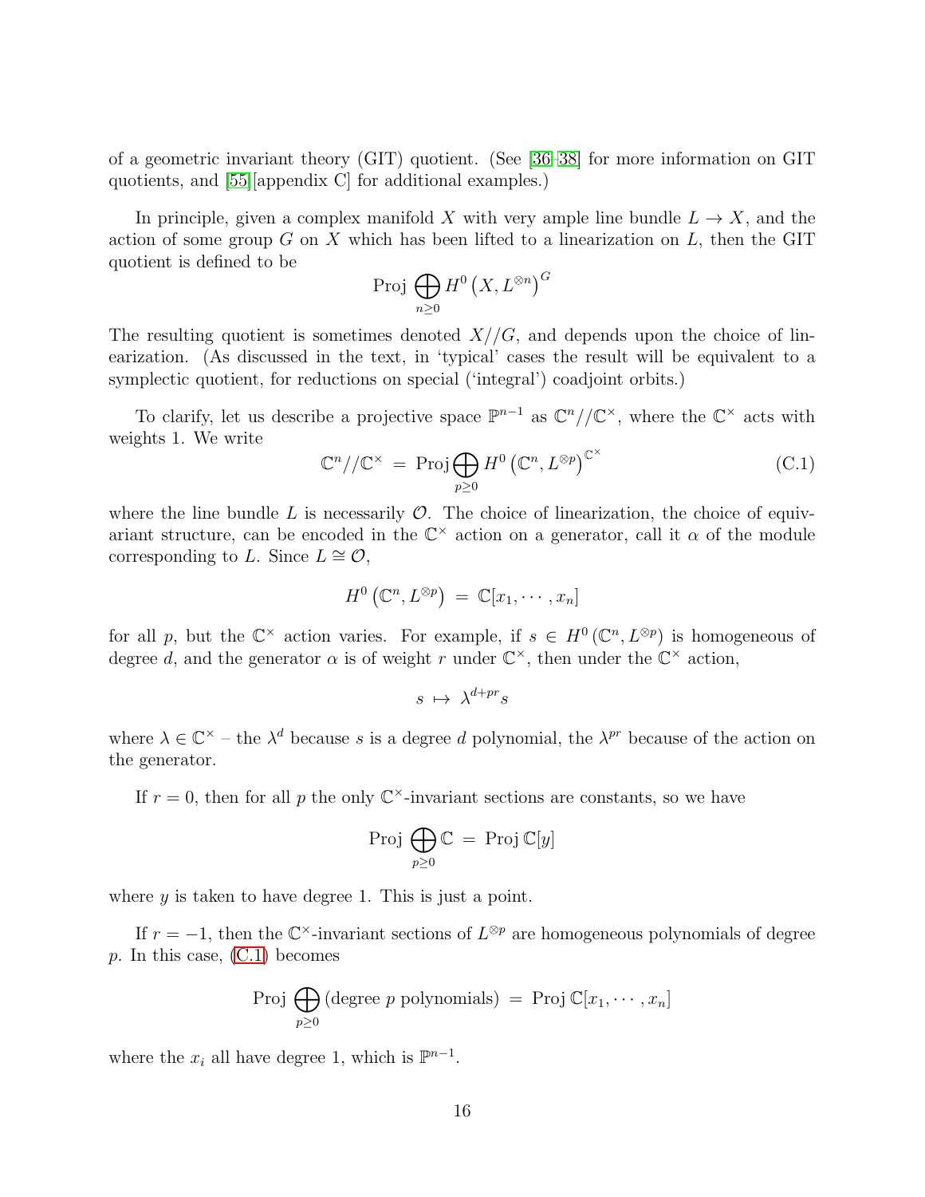of a geometric invariant theory (GIT) quotient. (See [36–38] for more information on GIT quotients, and [55][appendix C] for additional examples.)

In principle, given a complex manifold $X$ with very ample line bundle $L \to X$, and the action of some group $G$ on $X$ which has been lifted to a linearization on $L$, then the GIT quotient is defined to be

$$\mathrm{Proj} \bigoplus_{n \geq 0} H^0 \left( X, L^{\otimes n} \right)^G$$

The resulting quotient is sometimes denoted $X//G$, and depends upon the choice of linearization. (As discussed in the text, in 'typical' cases the result will be equivalent to a symplectic quotient, for reductions on special ('integral') coadjoint orbits.)

To clarify, let us describe a projective space $\mathbb{P}^{n-1}$ as $\mathbb{C}^n//\mathbb{C}^\times$, where the $\mathbb{C}^\times$ acts with weights 1. We write

$$\mathbb{C}^n//\mathbb{C}^\times \; = \; \mathrm{Proj} \bigoplus_{p \geq 0} H^0 \left( \mathbb{C}^n, L^{\otimes p} \right)^{\mathbb{C}^\times} \tag{C.1}$$

where the line bundle $L$ is necessarily $\mathcal{O}$. The choice of linearization, the choice of equivariant structure, can be encoded in the $\mathbb{C}^\times$ action on a generator, call it $\alpha$ of the module corresponding to $L$. Since $L \cong \mathcal{O}$,

$$H^0 \left( \mathbb{C}^n, L^{\otimes p} \right) \; = \; \mathbb{C}[x_1, \cdots, x_n]$$

for all $p$, but the $\mathbb{C}^\times$ action varies. For example, if $s \in H^0 \left( \mathbb{C}^n, L^{\otimes p} \right)$ is homogeneous of degree $d$, and the generator $\alpha$ is of weight $r$ under $\mathbb{C}^\times$, then under the $\mathbb{C}^\times$ action,

$$s \; \mapsto \; \lambda^{d+pr} s$$

where $\lambda \in \mathbb{C}^\times$ – the $\lambda^d$ because $s$ is a degree $d$ polynomial, the $\lambda^{pr}$ because of the action on the generator.

If $r = 0$, then for all $p$ the only $\mathbb{C}^\times$-invariant sections are constants, so we have

$$\mathrm{Proj} \bigoplus_{p \geq 0} \mathbb{C} \; = \; \mathrm{Proj} \, \mathbb{C}[y]$$

where $y$ is taken to have degree 1. This is just a point.

If $r = -1$, then the $\mathbb{C}^\times$-invariant sections of $L^{\otimes p}$ are homogeneous polynomials of degree $p$. In this case, (C.1) becomes

$$\mathrm{Proj} \bigoplus_{p \geq 0} (\text{degree } p \text{ polynomials}) \; = \; \mathrm{Proj} \, \mathbb{C}[x_1, \cdots, x_n]$$

where the $x_i$ all have degree 1, which is $\mathbb{P}^{n-1}$.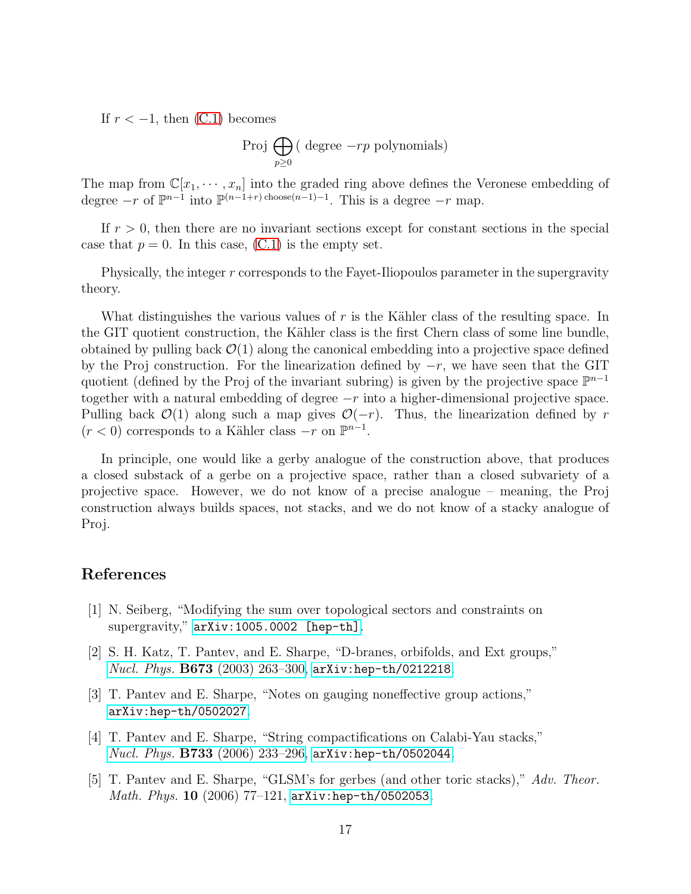If $r < -1$, then (C.1) becomes

$$\text{Proj} \bigoplus_{p \geq 0} (\text{ degree } -rp \text{ polynomials})$$

The map from $\mathbb{C}[x_1, \cdots, x_n]$ into the graded ring above defines the Veronese embedding of degree $-r$ of $\mathbb{P}^{n-1}$ into $\mathbb{P}^{(n-1+r) \text{ choose}(n-1)-1}$. This is a degree $-r$ map.

If $r > 0$, then there are no invariant sections except for constant sections in the special case that $p = 0$. In this case, (C.1) is the empty set.

Physically, the integer $r$ corresponds to the Fayet-Iliopoulos parameter in the supergravity theory.

What distinguishes the various values of $r$ is the Kähler class of the resulting space. In the GIT quotient construction, the Kähler class is the first Chern class of some line bundle, obtained by pulling back $\mathcal{O}(1)$ along the canonical embedding into a projective space defined by the Proj construction. For the linearization defined by $-r$, we have seen that the GIT quotient (defined by the Proj of the invariant subring) is given by the projective space $\mathbb{P}^{n-1}$ together with a natural embedding of degree $-r$ into a higher-dimensional projective space. Pulling back $\mathcal{O}(1)$ along such a map gives $\mathcal{O}(-r)$. Thus, the linearization defined by $r$ ($r < 0$) corresponds to a Kähler class $-r$ on $\mathbb{P}^{n-1}$.

In principle, one would like a gerby analogue of the construction above, that produces a closed substack of a gerbe on a projective space, rather than a closed subvariety of a projective space. However, we do not know of a precise analogue – meaning, the Proj construction always builds spaces, not stacks, and we do not know of a stacky analogue of Proj.

# References

[1] N. Seiberg, "Modifying the sum over topological sectors and constraints on supergravity," `arXiv:1005.0002 [hep-th]`.

[2] S. H. Katz, T. Pantev, and E. Sharpe, "D-branes, orbifolds, and Ext groups," *Nucl. Phys.* **B673** (2003) 263–300, `arXiv:hep-th/0212218`.

[3] T. Pantev and E. Sharpe, "Notes on gauging noneffective group actions," `arXiv:hep-th/0502027`.

[4] T. Pantev and E. Sharpe, "String compactifications on Calabi-Yau stacks," *Nucl. Phys.* **B733** (2006) 233–296, `arXiv:hep-th/0502044`.

[5] T. Pantev and E. Sharpe, "GLSM's for gerbes (and other toric stacks)," *Adv. Theor. Math. Phys.* **10** (2006) 77–121, `arXiv:hep-th/0502053`.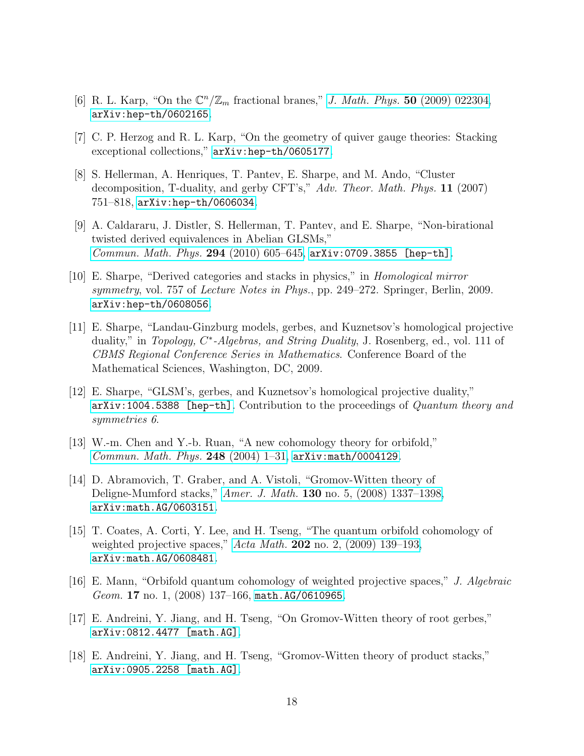[6] R. L. Karp, "On the $\mathbb{C}^n/\mathbb{Z}_m$ fractional branes," *J. Math. Phys.* **50** (2009) 022304, arXiv:hep-th/0602165.

[7] C. P. Herzog and R. L. Karp, "On the geometry of quiver gauge theories: Stacking exceptional collections," arXiv:hep-th/0605177.

[8] S. Hellerman, A. Henriques, T. Pantev, E. Sharpe, and M. Ando, "Cluster decomposition, T-duality, and gerby CFT's," *Adv. Theor. Math. Phys.* **11** (2007) 751–818, arXiv:hep-th/0606034.

[9] A. Caldararu, J. Distler, S. Hellerman, T. Pantev, and E. Sharpe, "Non-birational twisted derived equivalences in Abelian GLSMs," *Commun. Math. Phys.* **294** (2010) 605–645, arXiv:0709.3855 [hep-th].

[10] E. Sharpe, "Derived categories and stacks in physics," in *Homological mirror symmetry*, vol. 757 of *Lecture Notes in Phys.*, pp. 249–272. Springer, Berlin, 2009. arXiv:hep-th/0608056.

[11] E. Sharpe, "Landau-Ginzburg models, gerbes, and Kuznetsov's homological projective duality," in *Topology, C*-Algebras, and String Duality*, J. Rosenberg, ed., vol. 111 of *CBMS Regional Conference Series in Mathematics*. Conference Board of the Mathematical Sciences, Washington, DC, 2009.

[12] E. Sharpe, "GLSM's, gerbes, and Kuznetsov's homological projective duality," arXiv:1004.5388 [hep-th]. Contribution to the proceedings of *Quantum theory and symmetries 6*.

[13] W.-m. Chen and Y.-b. Ruan, "A new cohomology theory for orbifold," *Commun. Math. Phys.* **248** (2004) 1–31, arXiv:math/0004129.

[14] D. Abramovich, T. Graber, and A. Vistoli, "Gromov-Witten theory of Deligne-Mumford stacks," *Amer. J. Math.* **130** no. 5, (2008) 1337–1398, arXiv:math.AG/0603151.

[15] T. Coates, A. Corti, Y. Lee, and H. Tseng, "The quantum orbifold cohomology of weighted projective spaces," *Acta Math.* **202** no. 2, (2009) 139–193, arXiv:math.AG/0608481.

[16] E. Mann, "Orbifold quantum cohomology of weighted projective spaces," *J. Algebraic Geom.* **17** no. 1, (2008) 137–166, math.AG/0610965.

[17] E. Andreini, Y. Jiang, and H. Tseng, "On Gromov-Witten theory of root gerbes," arXiv:0812.4477 [math.AG].

[18] E. Andreini, Y. Jiang, and H. Tseng, "Gromov-Witten theory of product stacks," arXiv:0905.2258 [math.AG].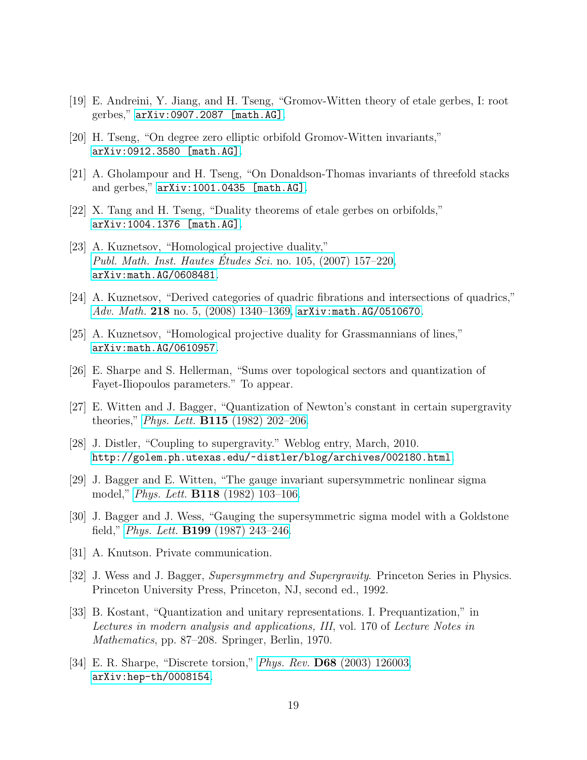[19] E. Andreini, Y. Jiang, and H. Tseng, "Gromov-Witten theory of etale gerbes, I: root gerbes," arXiv:0907.2087 [math.AG].

[20] H. Tseng, "On degree zero elliptic orbifold Gromov-Witten invariants," arXiv:0912.3580 [math.AG].

[21] A. Gholampour and H. Tseng, "On Donaldson-Thomas invariants of threefold stacks and gerbes," arXiv:1001.0435 [math.AG].

[22] X. Tang and H. Tseng, "Duality theorems of etale gerbes on orbifolds," arXiv:1004.1376 [math.AG].

[23] A. Kuznetsov, "Homological projective duality," *Publ. Math. Inst. Hautes Études Sci.* no. 105, (2007) 157–220, arXiv:math.AG/0608481.

[24] A. Kuznetsov, "Derived categories of quadric fibrations and intersections of quadrics," *Adv. Math.* **218** no. 5, (2008) 1340–1369, arXiv:math.AG/0510670.

[25] A. Kuznetsov, "Homological projective duality for Grassmannians of lines," arXiv:math.AG/0610957.

[26] E. Sharpe and S. Hellerman, "Sums over topological sectors and quantization of Fayet-Iliopoulos parameters." To appear.

[27] E. Witten and J. Bagger, "Quantization of Newton's constant in certain supergravity theories," *Phys. Lett.* **B115** (1982) 202–206.

[28] J. Distler, "Coupling to supergravity." Weblog entry, March, 2010. http://golem.ph.utexas.edu/~distler/blog/archives/002180.html.

[29] J. Bagger and E. Witten, "The gauge invariant supersymmetric nonlinear sigma model," *Phys. Lett.* **B118** (1982) 103–106.

[30] J. Bagger and J. Wess, "Gauging the supersymmetric sigma model with a Goldstone field," *Phys. Lett.* **B199** (1987) 243–246.

[31] A. Knutson. Private communication.

[32] J. Wess and J. Bagger, *Supersymmetry and Supergravity*. Princeton Series in Physics. Princeton University Press, Princeton, NJ, second ed., 1992.

[33] B. Kostant, "Quantization and unitary representations. I. Prequantization," in *Lectures in modern analysis and applications, III*, vol. 170 of *Lecture Notes in Mathematics*, pp. 87–208. Springer, Berlin, 1970.

[34] E. R. Sharpe, "Discrete torsion," *Phys. Rev.* **D68** (2003) 126003, arXiv:hep-th/0008154.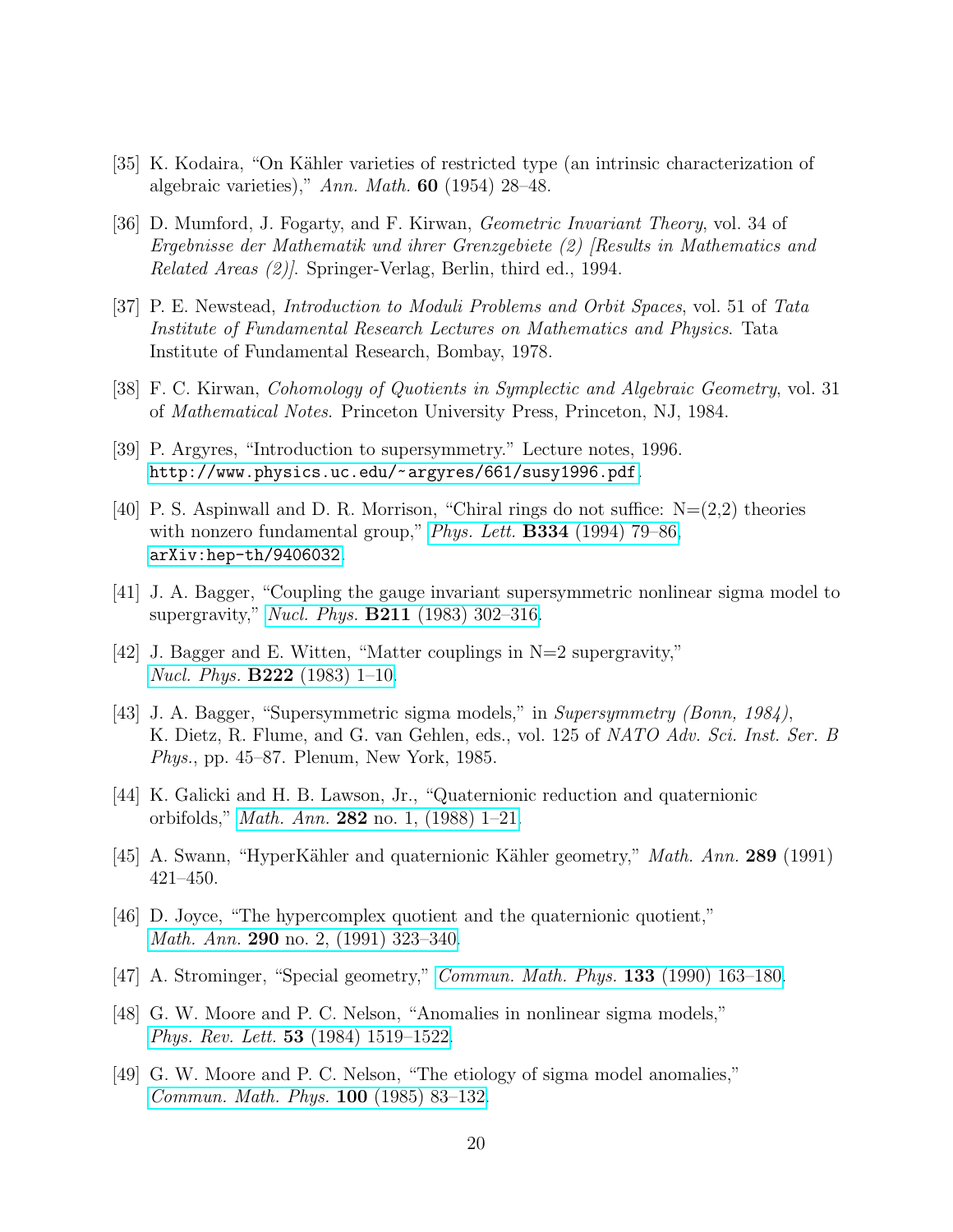[35] K. Kodaira, "On Kähler varieties of restricted type (an intrinsic characterization of algebraic varieties)," *Ann. Math.* **60** (1954) 28–48.

[36] D. Mumford, J. Fogarty, and F. Kirwan, *Geometric Invariant Theory*, vol. 34 of *Ergebnisse der Mathematik und ihrer Grenzgebiete (2) [Results in Mathematics and Related Areas (2)]*. Springer-Verlag, Berlin, third ed., 1994.

[37] P. E. Newstead, *Introduction to Moduli Problems and Orbit Spaces*, vol. 51 of *Tata Institute of Fundamental Research Lectures on Mathematics and Physics*. Tata Institute of Fundamental Research, Bombay, 1978.

[38] F. C. Kirwan, *Cohomology of Quotients in Symplectic and Algebraic Geometry*, vol. 31 of *Mathematical Notes*. Princeton University Press, Princeton, NJ, 1984.

[39] P. Argyres, "Introduction to supersymmetry." Lecture notes, 1996. `http://www.physics.uc.edu/~argyres/661/susy1996.pdf`.

[40] P. S. Aspinwall and D. R. Morrison, "Chiral rings do not suffice: N=(2,2) theories with nonzero fundamental group," *Phys. Lett.* **B334** (1994) 79–86, `arXiv:hep-th/9406032`.

[41] J. A. Bagger, "Coupling the gauge invariant supersymmetric nonlinear sigma model to supergravity," *Nucl. Phys.* **B211** (1983) 302–316.

[42] J. Bagger and E. Witten, "Matter couplings in N=2 supergravity," *Nucl. Phys.* **B222** (1983) 1–10.

[43] J. A. Bagger, "Supersymmetric sigma models," in *Supersymmetry (Bonn, 1984)*, K. Dietz, R. Flume, and G. van Gehlen, eds., vol. 125 of *NATO Adv. Sci. Inst. Ser. B Phys.*, pp. 45–87. Plenum, New York, 1985.

[44] K. Galicki and H. B. Lawson, Jr., "Quaternionic reduction and quaternionic orbifolds," *Math. Ann.* **282** no. 1, (1988) 1–21.

[45] A. Swann, "HyperKähler and quaternionic Kähler geometry," *Math. Ann.* **289** (1991) 421–450.

[46] D. Joyce, "The hypercomplex quotient and the quaternionic quotient," *Math. Ann.* **290** no. 2, (1991) 323–340.

[47] A. Strominger, "Special geometry," *Commun. Math. Phys.* **133** (1990) 163–180.

[48] G. W. Moore and P. C. Nelson, "Anomalies in nonlinear sigma models," *Phys. Rev. Lett.* **53** (1984) 1519–1522.

[49] G. W. Moore and P. C. Nelson, "The etiology of sigma model anomalies," *Commun. Math. Phys.* **100** (1985) 83–132.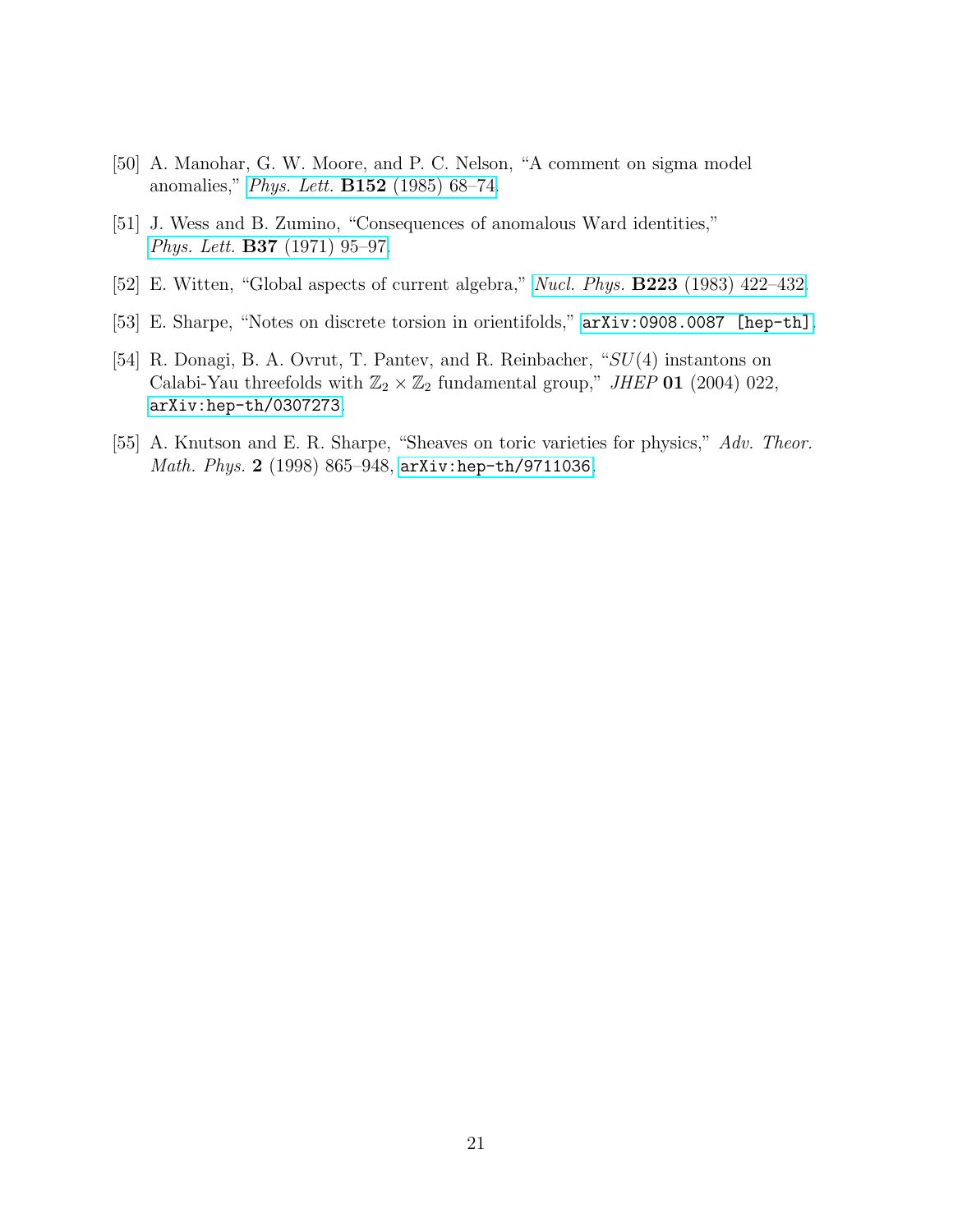[50] A. Manohar, G. W. Moore, and P. C. Nelson, "A comment on sigma model anomalies," *Phys. Lett.* **B152** (1985) 68–74.

[51] J. Wess and B. Zumino, "Consequences of anomalous Ward identities," *Phys. Lett.* **B37** (1971) 95–97.

[52] E. Witten, "Global aspects of current algebra," *Nucl. Phys.* **B223** (1983) 422–432.

[53] E. Sharpe, "Notes on discrete torsion in orientifolds," `arXiv:0908.0087 [hep-th]`.

[54] R. Donagi, B. A. Ovrut, T. Pantev, and R. Reinbacher, "$SU(4)$ instantons on Calabi-Yau threefolds with $\mathbb{Z}_2 \times \mathbb{Z}_2$ fundamental group," *JHEP* **01** (2004) 022, `arXiv:hep-th/0307273`.

[55] A. Knutson and E. R. Sharpe, "Sheaves on toric varieties for physics," *Adv. Theor. Math. Phys.* **2** (1998) 865–948, `arXiv:hep-th/9711036`.